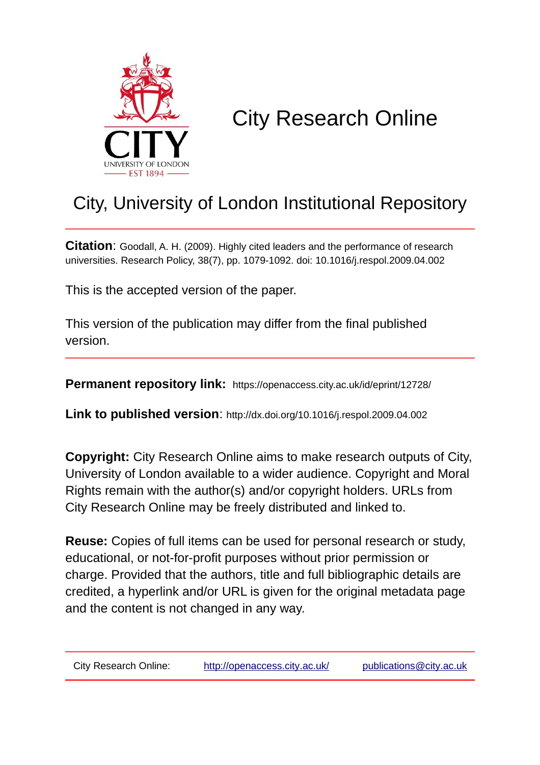# City Research Online

## City, University of London Institutional Repository

**Citation**: Goodall, A. H. (2009). Highly cited leaders and the performance of research universities. Research Policy, 38(7), pp. 1079-1092. doi: 10.1016/j.respol.2009.04.002

This is the accepted version of the paper.

This version of the publication may differ from the final published version.

**Permanent repository link:** https://openaccess.city.ac.uk/id/eprint/12728/

**Link to published version**: http://dx.doi.org/10.1016/j.respol.2009.04.002

**Copyright:** City Research Online aims to make research outputs of City, University of London available to a wider audience. Copyright and Moral Rights remain with the author(s) and/or copyright holders. URLs from City Research Online may be freely distributed and linked to.

**Reuse:** Copies of full items can be used for personal research or study, educational, or not-for-profit purposes without prior permission or charge. Provided that the authors, title and full bibliographic details are credited, a hyperlink and/or URL is given for the original metadata page and the content is not changed in any way.

City Research Online: http://openaccess.city.ac.uk/ publications@city.ac.uk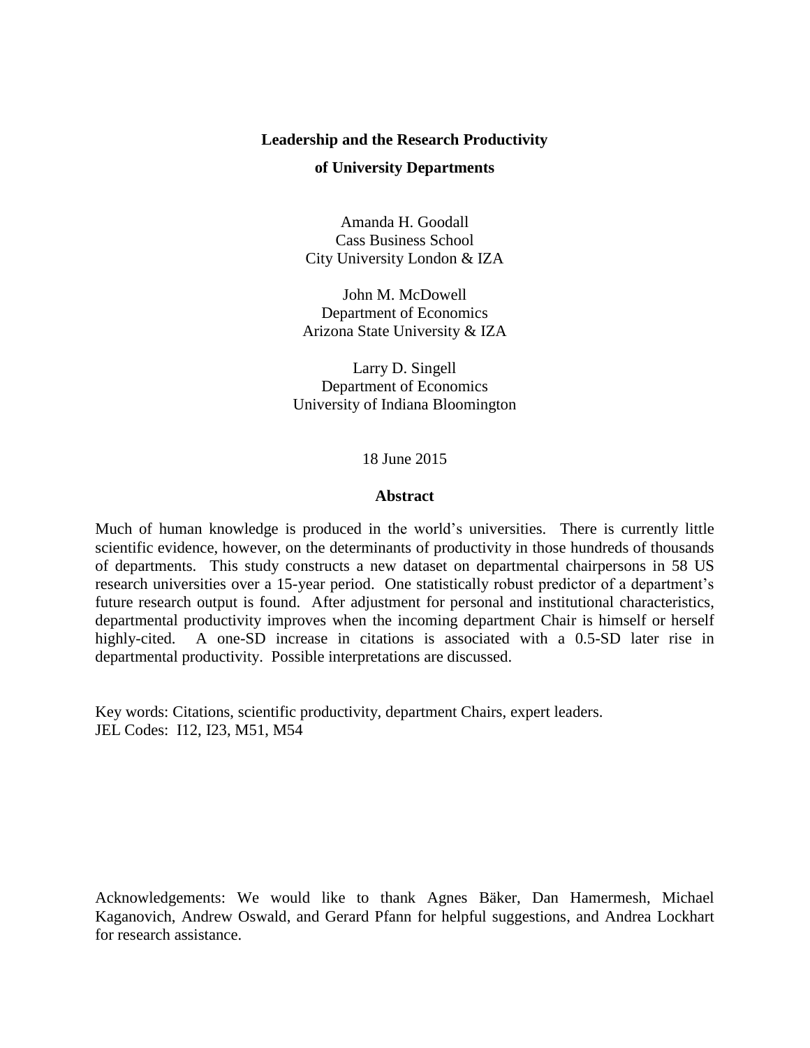**Leadership and the Research Productivity**

**of University Departments**

Amanda H. Goodall
Cass Business School
City University London & IZA

John M. McDowell
Department of Economics
Arizona State University & IZA

Larry D. Singell
Department of Economics
University of Indiana Bloomington

18 June 2015

**Abstract**

Much of human knowledge is produced in the world's universities. There is currently little scientific evidence, however, on the determinants of productivity in those hundreds of thousands of departments. This study constructs a new dataset on departmental chairpersons in 58 US research universities over a 15-year period. One statistically robust predictor of a department's future research output is found. After adjustment for personal and institutional characteristics, departmental productivity improves when the incoming department Chair is himself or herself highly-cited. A one-SD increase in citations is associated with a 0.5-SD later rise in departmental productivity. Possible interpretations are discussed.

Key words: Citations, scientific productivity, department Chairs, expert leaders.
JEL Codes: I12, I23, M51, M54

Acknowledgements: We would like to thank Agnes Bäker, Dan Hamermesh, Michael Kaganovich, Andrew Oswald, and Gerard Pfann for helpful suggestions, and Andrea Lockhart for research assistance.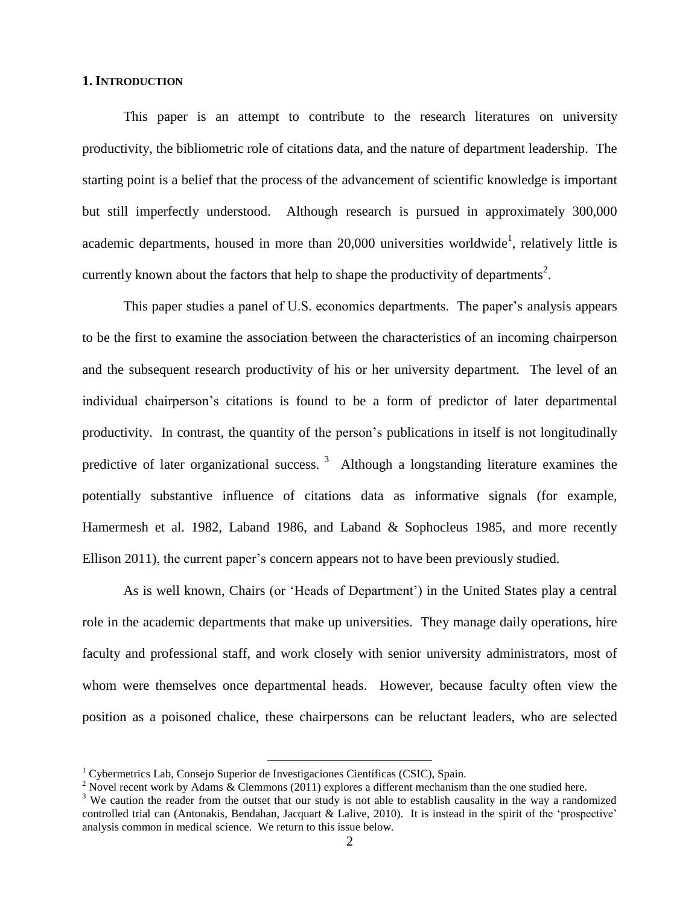## 1. INTRODUCTION

This paper is an attempt to contribute to the research literatures on university productivity, the bibliometric role of citations data, and the nature of department leadership. The starting point is a belief that the process of the advancement of scientific knowledge is important but still imperfectly understood. Although research is pursued in approximately 300,000 academic departments, housed in more than 20,000 universities worldwide[1], relatively little is currently known about the factors that help to shape the productivity of departments[2].

This paper studies a panel of U.S. economics departments. The paper's analysis appears to be the first to examine the association between the characteristics of an incoming chairperson and the subsequent research productivity of his or her university department. The level of an individual chairperson's citations is found to be a form of predictor of later departmental productivity. In contrast, the quantity of the person's publications in itself is not longitudinally predictive of later organizational success. [3] Although a longstanding literature examines the potentially substantive influence of citations data as informative signals (for example, Hamermesh et al. 1982, Laband 1986, and Laband & Sophocleus 1985, and more recently Ellison 2011), the current paper's concern appears not to have been previously studied.

As is well known, Chairs (or 'Heads of Department') in the United States play a central role in the academic departments that make up universities. They manage daily operations, hire faculty and professional staff, and work closely with senior university administrators, most of whom were themselves once departmental heads. However, because faculty often view the position as a poisoned chalice, these chairpersons can be reluctant leaders, who are selected

---

[1] Cybermetrics Lab, Consejo Superior de Investigaciones Científicas (CSIC), Spain.

[2] Novel recent work by Adams & Clemmons (2011) explores a different mechanism than the one studied here.

[3] We caution the reader from the outset that our study is not able to establish causality in the way a randomized controlled trial can (Antonakis, Bendahan, Jacquart & Lalive, 2010). It is instead in the spirit of the 'prospective' analysis common in medical science. We return to this issue below.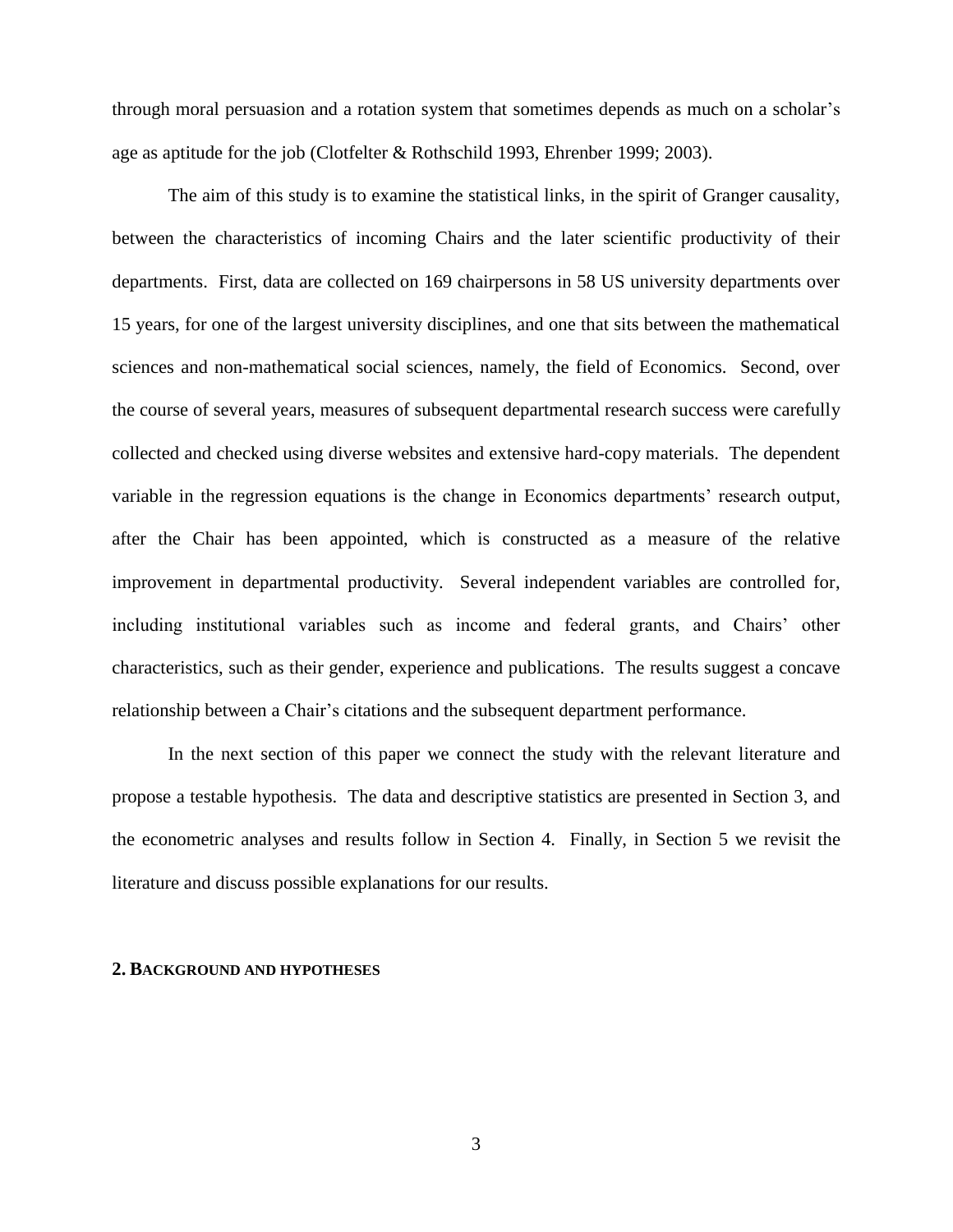through moral persuasion and a rotation system that sometimes depends as much on a scholar's age as aptitude for the job (Clotfelter & Rothschild 1993, Ehrenber 1999; 2003).

The aim of this study is to examine the statistical links, in the spirit of Granger causality, between the characteristics of incoming Chairs and the later scientific productivity of their departments. First, data are collected on 169 chairpersons in 58 US university departments over 15 years, for one of the largest university disciplines, and one that sits between the mathematical sciences and non-mathematical social sciences, namely, the field of Economics. Second, over the course of several years, measures of subsequent departmental research success were carefully collected and checked using diverse websites and extensive hard-copy materials. The dependent variable in the regression equations is the change in Economics departments' research output, after the Chair has been appointed, which is constructed as a measure of the relative improvement in departmental productivity. Several independent variables are controlled for, including institutional variables such as income and federal grants, and Chairs' other characteristics, such as their gender, experience and publications. The results suggest a concave relationship between a Chair's citations and the subsequent department performance.

In the next section of this paper we connect the study with the relevant literature and propose a testable hypothesis. The data and descriptive statistics are presented in Section 3, and the econometric analyses and results follow in Section 4. Finally, in Section 5 we revisit the literature and discuss possible explanations for our results.

## 2. Background and Hypotheses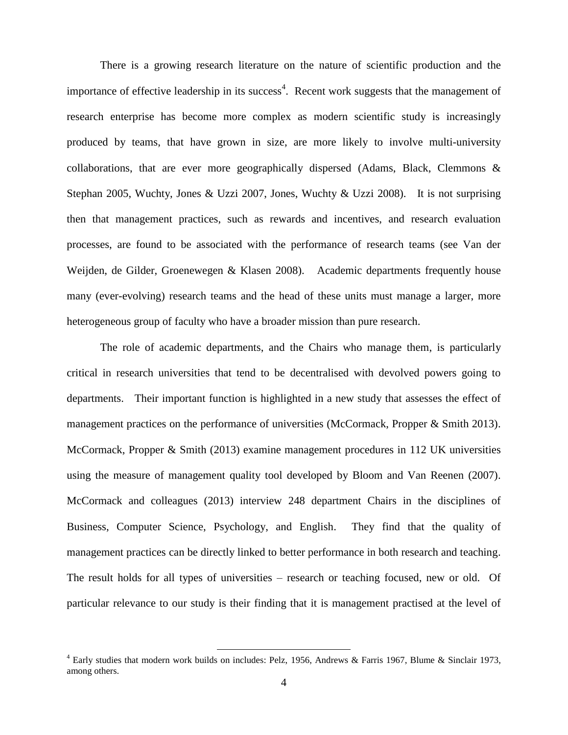There is a growing research literature on the nature of scientific production and the importance of effective leadership in its success[4]. Recent work suggests that the management of research enterprise has become more complex as modern scientific study is increasingly produced by teams, that have grown in size, are more likely to involve multi-university collaborations, that are ever more geographically dispersed (Adams, Black, Clemmons & Stephan 2005, Wuchty, Jones & Uzzi 2007, Jones, Wuchty & Uzzi 2008). It is not surprising then that management practices, such as rewards and incentives, and research evaluation processes, are found to be associated with the performance of research teams (see Van der Weijden, de Gilder, Groenewegen & Klasen 2008). Academic departments frequently house many (ever-evolving) research teams and the head of these units must manage a larger, more heterogeneous group of faculty who have a broader mission than pure research.

The role of academic departments, and the Chairs who manage them, is particularly critical in research universities that tend to be decentralised with devolved powers going to departments. Their important function is highlighted in a new study that assesses the effect of management practices on the performance of universities (McCormack, Propper & Smith 2013). McCormack, Propper & Smith (2013) examine management procedures in 112 UK universities using the measure of management quality tool developed by Bloom and Van Reenen (2007). McCormack and colleagues (2013) interview 248 department Chairs in the disciplines of Business, Computer Science, Psychology, and English. They find that the quality of management practices can be directly linked to better performance in both research and teaching. The result holds for all types of universities – research or teaching focused, new or old. Of particular relevance to our study is their finding that it is management practised at the level of

[4] Early studies that modern work builds on includes: Pelz, 1956, Andrews & Farris 1967, Blume & Sinclair 1973, among others.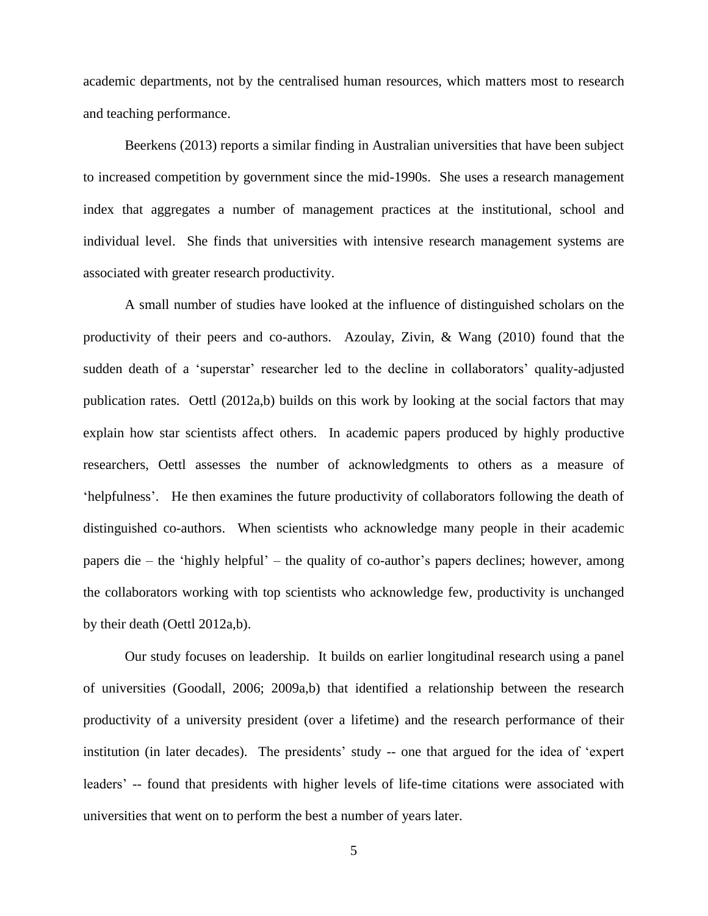academic departments, not by the centralised human resources, which matters most to research and teaching performance.

Beerkens (2013) reports a similar finding in Australian universities that have been subject to increased competition by government since the mid-1990s. She uses a research management index that aggregates a number of management practices at the institutional, school and individual level. She finds that universities with intensive research management systems are associated with greater research productivity.

A small number of studies have looked at the influence of distinguished scholars on the productivity of their peers and co-authors. Azoulay, Zivin, & Wang (2010) found that the sudden death of a 'superstar' researcher led to the decline in collaborators' quality-adjusted publication rates. Oettl (2012a,b) builds on this work by looking at the social factors that may explain how star scientists affect others. In academic papers produced by highly productive researchers, Oettl assesses the number of acknowledgments to others as a measure of 'helpfulness'. He then examines the future productivity of collaborators following the death of distinguished co-authors. When scientists who acknowledge many people in their academic papers die – the 'highly helpful' – the quality of co-author's papers declines; however, among the collaborators working with top scientists who acknowledge few, productivity is unchanged by their death (Oettl 2012a,b).

Our study focuses on leadership. It builds on earlier longitudinal research using a panel of universities (Goodall, 2006; 2009a,b) that identified a relationship between the research productivity of a university president (over a lifetime) and the research performance of their institution (in later decades). The presidents' study -- one that argued for the idea of 'expert leaders' -- found that presidents with higher levels of life-time citations were associated with universities that went on to perform the best a number of years later.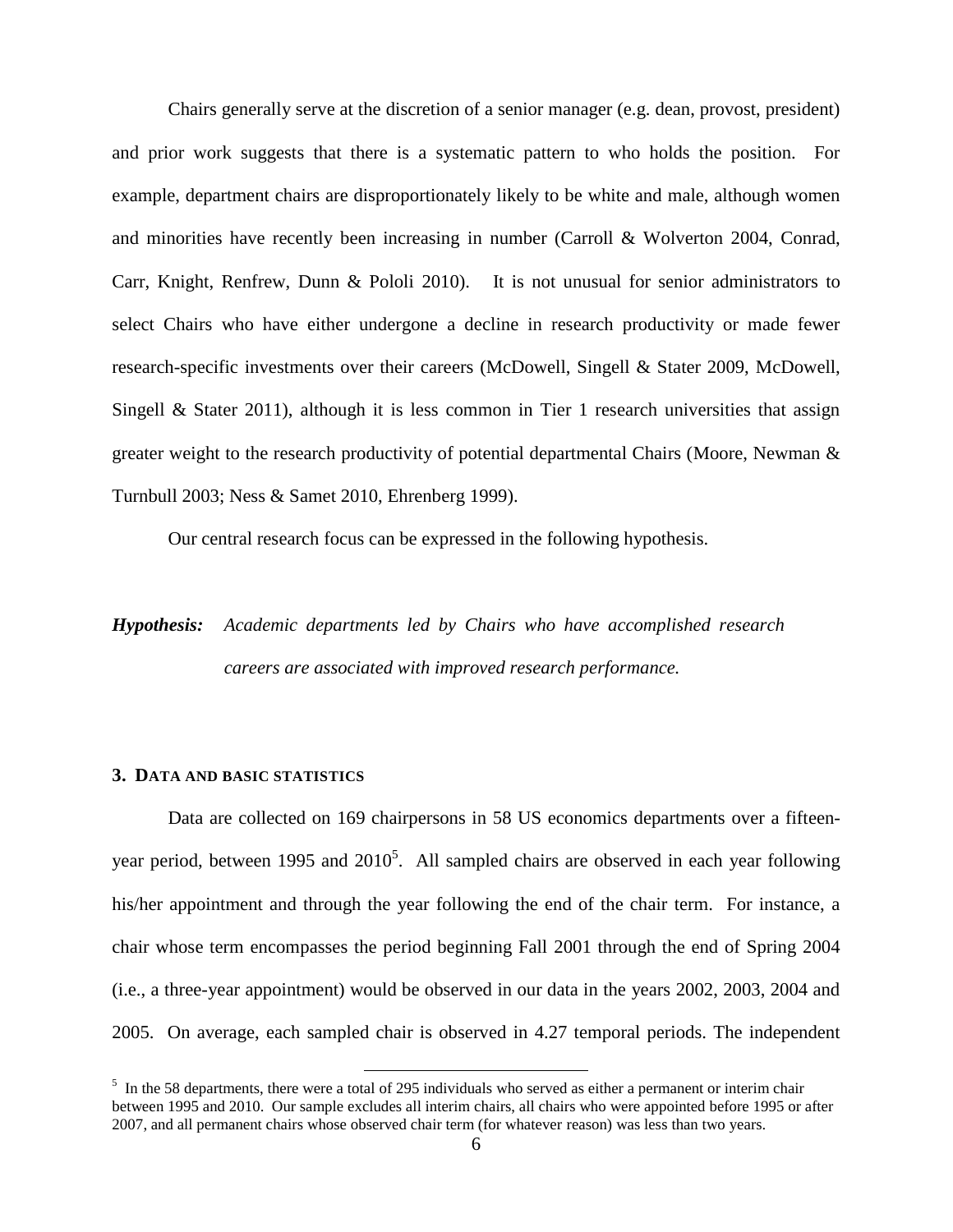Chairs generally serve at the discretion of a senior manager (e.g. dean, provost, president) and prior work suggests that there is a systematic pattern to who holds the position. For example, department chairs are disproportionately likely to be white and male, although women and minorities have recently been increasing in number (Carroll & Wolverton 2004, Conrad, Carr, Knight, Renfrew, Dunn & Pololi 2010). It is not unusual for senior administrators to select Chairs who have either undergone a decline in research productivity or made fewer research-specific investments over their careers (McDowell, Singell & Stater 2009, McDowell, Singell & Stater 2011), although it is less common in Tier 1 research universities that assign greater weight to the research productivity of potential departmental Chairs (Moore, Newman & Turnbull 2003; Ness & Samet 2010, Ehrenberg 1999).

Our central research focus can be expressed in the following hypothesis.

***Hypothesis:*** *Academic departments led by Chairs who have accomplished research careers are associated with improved research performance.*

## 3. DATA AND BASIC STATISTICS

Data are collected on 169 chairpersons in 58 US economics departments over a fifteen-year period, between 1995 and 2010[5]. All sampled chairs are observed in each year following his/her appointment and through the year following the end of the chair term. For instance, a chair whose term encompasses the period beginning Fall 2001 through the end of Spring 2004 (i.e., a three-year appointment) would be observed in our data in the years 2002, 2003, 2004 and 2005. On average, each sampled chair is observed in 4.27 temporal periods. The independent

[5] In the 58 departments, there were a total of 295 individuals who served as either a permanent or interim chair between 1995 and 2010. Our sample excludes all interim chairs, all chairs who were appointed before 1995 or after 2007, and all permanent chairs whose observed chair term (for whatever reason) was less than two years.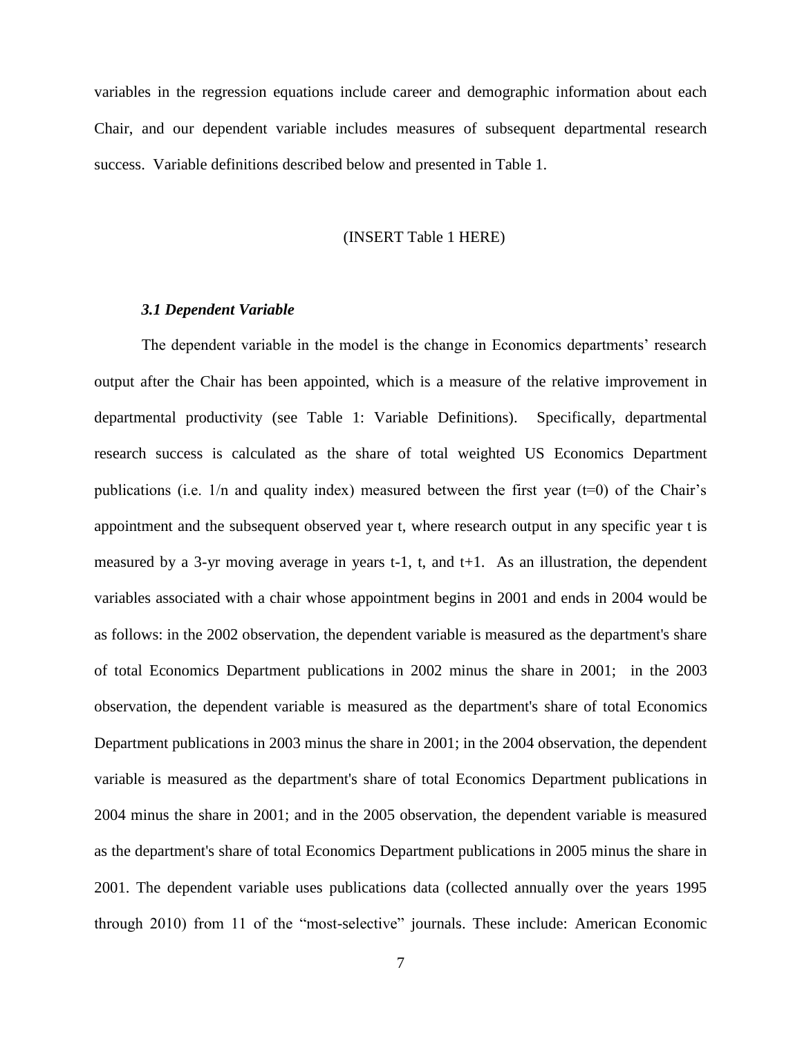variables in the regression equations include career and demographic information about each Chair, and our dependent variable includes measures of subsequent departmental research success. Variable definitions described below and presented in Table 1.

(INSERT Table 1 HERE)

### *3.1 Dependent Variable*

The dependent variable in the model is the change in Economics departments' research output after the Chair has been appointed, which is a measure of the relative improvement in departmental productivity (see Table 1: Variable Definitions). Specifically, departmental research success is calculated as the share of total weighted US Economics Department publications (i.e. 1/n and quality index) measured between the first year (t=0) of the Chair's appointment and the subsequent observed year t, where research output in any specific year t is measured by a 3-yr moving average in years t-1, t, and t+1. As an illustration, the dependent variables associated with a chair whose appointment begins in 2001 and ends in 2004 would be as follows: in the 2002 observation, the dependent variable is measured as the department's share of total Economics Department publications in 2002 minus the share in 2001; in the 2003 observation, the dependent variable is measured as the department's share of total Economics Department publications in 2003 minus the share in 2001; in the 2004 observation, the dependent variable is measured as the department's share of total Economics Department publications in 2004 minus the share in 2001; and in the 2005 observation, the dependent variable is measured as the department's share of total Economics Department publications in 2005 minus the share in 2001. The dependent variable uses publications data (collected annually over the years 1995 through 2010) from 11 of the "most-selective" journals. These include: American Economic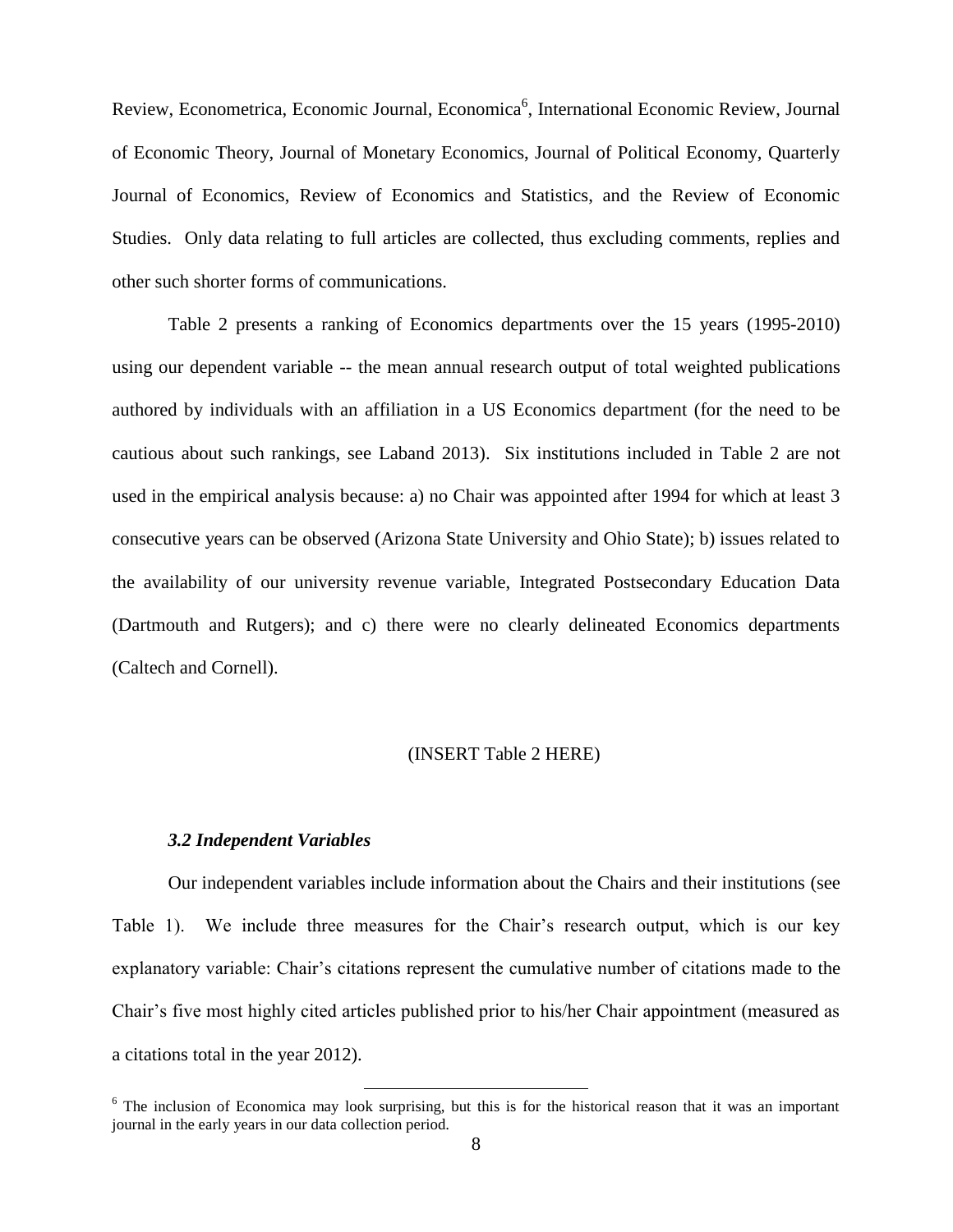Review, Econometrica, Economic Journal, Economica[6], International Economic Review, Journal of Economic Theory, Journal of Monetary Economics, Journal of Political Economy, Quarterly Journal of Economics, Review of Economics and Statistics, and the Review of Economic Studies. Only data relating to full articles are collected, thus excluding comments, replies and other such shorter forms of communications.

Table 2 presents a ranking of Economics departments over the 15 years (1995-2010) using our dependent variable -- the mean annual research output of total weighted publications authored by individuals with an affiliation in a US Economics department (for the need to be cautious about such rankings, see Laband 2013). Six institutions included in Table 2 are not used in the empirical analysis because: a) no Chair was appointed after 1994 for which at least 3 consecutive years can be observed (Arizona State University and Ohio State); b) issues related to the availability of our university revenue variable, Integrated Postsecondary Education Data (Dartmouth and Rutgers); and c) there were no clearly delineated Economics departments (Caltech and Cornell).

(INSERT Table 2 HERE)

### *3.2 Independent Variables*

Our independent variables include information about the Chairs and their institutions (see Table 1). We include three measures for the Chair's research output, which is our key explanatory variable: Chair's citations represent the cumulative number of citations made to the Chair's five most highly cited articles published prior to his/her Chair appointment (measured as a citations total in the year 2012).

---

[6] The inclusion of Economica may look surprising, but this is for the historical reason that it was an important journal in the early years in our data collection period.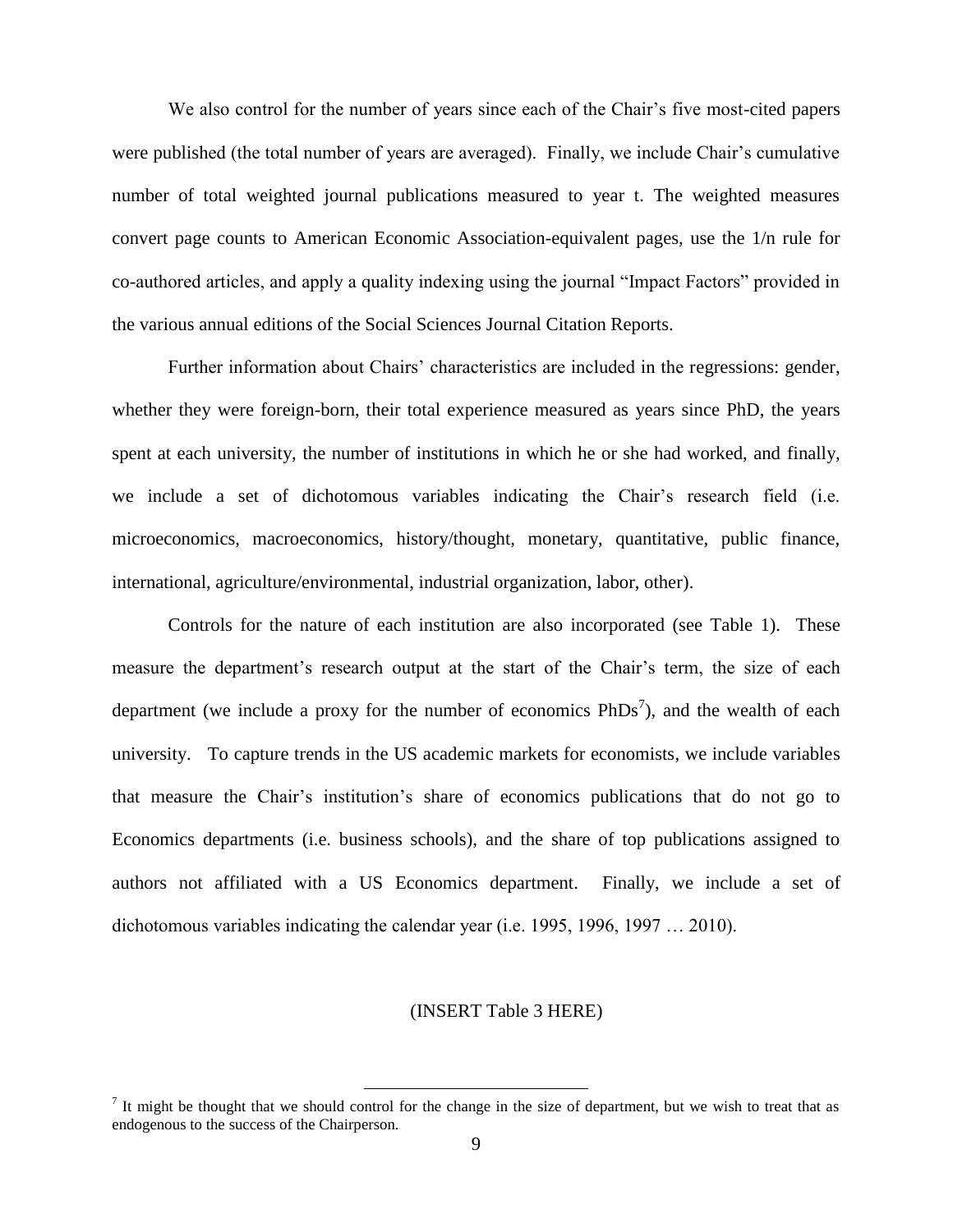We also control for the number of years since each of the Chair's five most-cited papers were published (the total number of years are averaged). Finally, we include Chair's cumulative number of total weighted journal publications measured to year t. The weighted measures convert page counts to American Economic Association-equivalent pages, use the 1/n rule for co-authored articles, and apply a quality indexing using the journal "Impact Factors" provided in the various annual editions of the Social Sciences Journal Citation Reports.

Further information about Chairs' characteristics are included in the regressions: gender, whether they were foreign-born, their total experience measured as years since PhD, the years spent at each university, the number of institutions in which he or she had worked, and finally, we include a set of dichotomous variables indicating the Chair's research field (i.e. microeconomics, macroeconomics, history/thought, monetary, quantitative, public finance, international, agriculture/environmental, industrial organization, labor, other).

Controls for the nature of each institution are also incorporated (see Table 1). These measure the department's research output at the start of the Chair's term, the size of each department (we include a proxy for the number of economics PhDs[7]), and the wealth of each university. To capture trends in the US academic markets for economists, we include variables that measure the Chair's institution's share of economics publications that do not go to Economics departments (i.e. business schools), and the share of top publications assigned to authors not affiliated with a US Economics department. Finally, we include a set of dichotomous variables indicating the calendar year (i.e. 1995, 1996, 1997 … 2010).

(INSERT Table 3 HERE)

[7] It might be thought that we should control for the change in the size of department, but we wish to treat that as endogenous to the success of the Chairperson.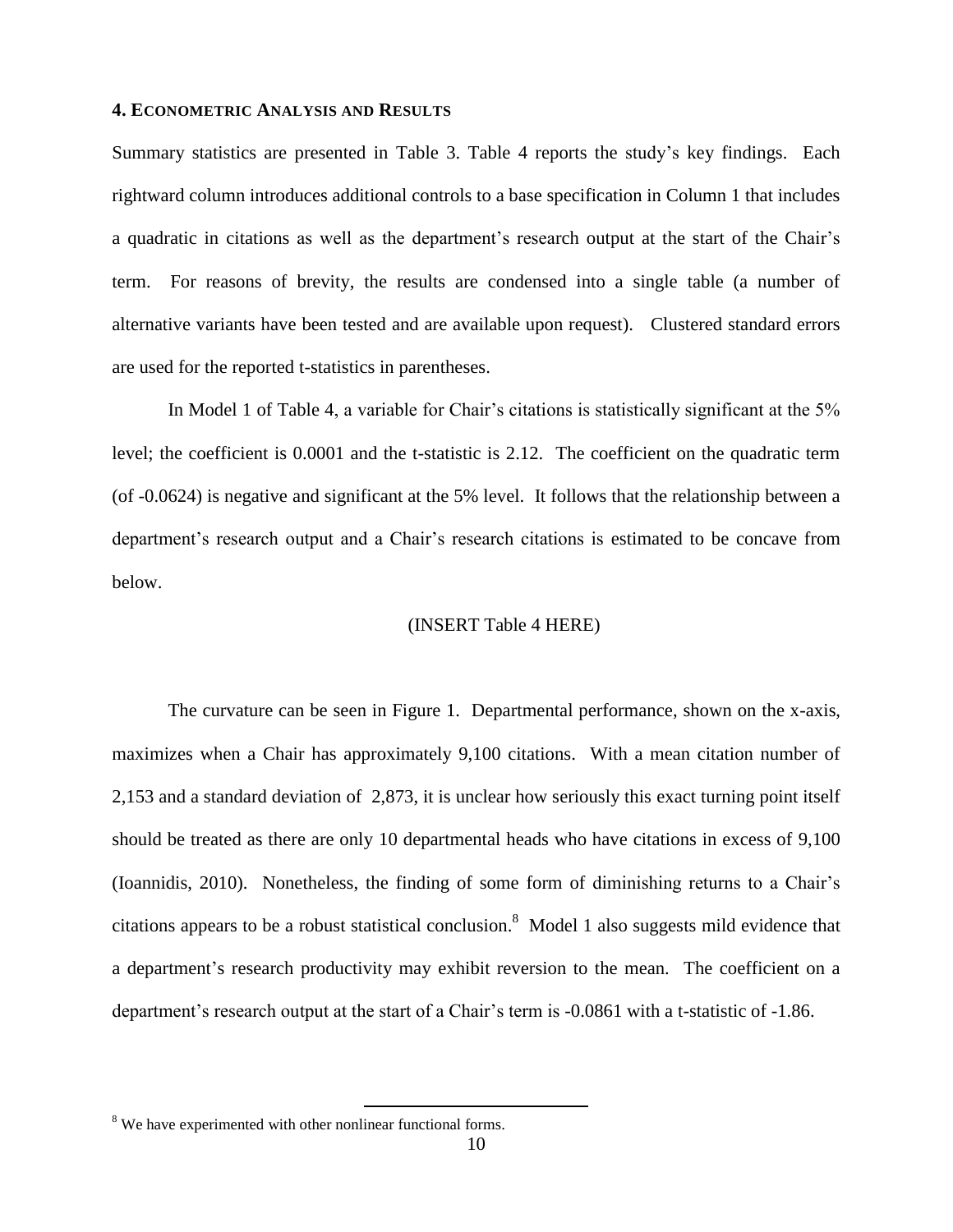#### 4. Econometric Analysis and Results

Summary statistics are presented in Table 3. Table 4 reports the study's key findings. Each rightward column introduces additional controls to a base specification in Column 1 that includes a quadratic in citations as well as the department's research output at the start of the Chair's term. For reasons of brevity, the results are condensed into a single table (a number of alternative variants have been tested and are available upon request). Clustered standard errors are used for the reported t-statistics in parentheses.

In Model 1 of Table 4, a variable for Chair's citations is statistically significant at the 5% level; the coefficient is 0.0001 and the t-statistic is 2.12. The coefficient on the quadratic term (of -0.0624) is negative and significant at the 5% level. It follows that the relationship between a department's research output and a Chair's research citations is estimated to be concave from below.

(INSERT Table 4 HERE)

The curvature can be seen in Figure 1. Departmental performance, shown on the x-axis, maximizes when a Chair has approximately 9,100 citations. With a mean citation number of 2,153 and a standard deviation of 2,873, it is unclear how seriously this exact turning point itself should be treated as there are only 10 departmental heads who have citations in excess of 9,100 (Ioannidis, 2010). Nonetheless, the finding of some form of diminishing returns to a Chair's citations appears to be a robust statistical conclusion.[8] Model 1 also suggests mild evidence that a department's research productivity may exhibit reversion to the mean. The coefficient on a department's research output at the start of a Chair's term is -0.0861 with a t-statistic of -1.86.

[8] We have experimented with other nonlinear functional forms.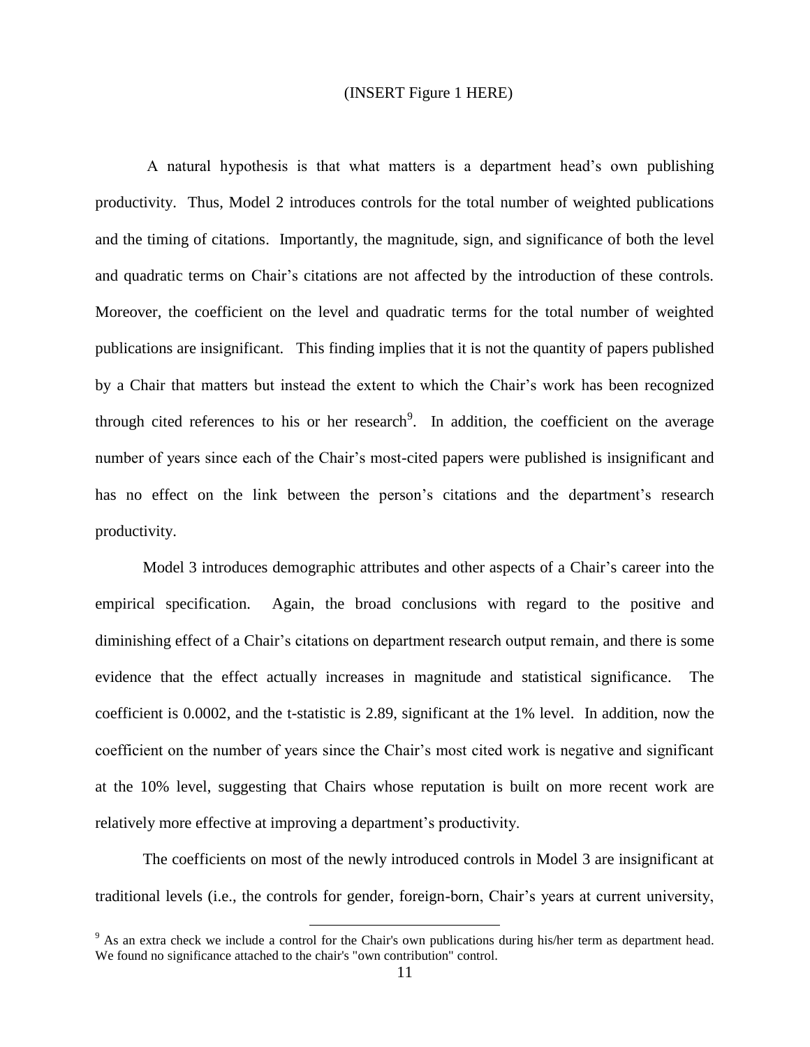(INSERT Figure 1 HERE)

A natural hypothesis is that what matters is a department head's own publishing productivity. Thus, Model 2 introduces controls for the total number of weighted publications and the timing of citations. Importantly, the magnitude, sign, and significance of both the level and quadratic terms on Chair's citations are not affected by the introduction of these controls. Moreover, the coefficient on the level and quadratic terms for the total number of weighted publications are insignificant. This finding implies that it is not the quantity of papers published by a Chair that matters but instead the extent to which the Chair's work has been recognized through cited references to his or her research[9]. In addition, the coefficient on the average number of years since each of the Chair's most-cited papers were published is insignificant and has no effect on the link between the person's citations and the department's research productivity.

Model 3 introduces demographic attributes and other aspects of a Chair's career into the empirical specification. Again, the broad conclusions with regard to the positive and diminishing effect of a Chair's citations on department research output remain, and there is some evidence that the effect actually increases in magnitude and statistical significance. The coefficient is 0.0002, and the t-statistic is 2.89, significant at the 1% level. In addition, now the coefficient on the number of years since the Chair's most cited work is negative and significant at the 10% level, suggesting that Chairs whose reputation is built on more recent work are relatively more effective at improving a department's productivity.

The coefficients on most of the newly introduced controls in Model 3 are insignificant at traditional levels (i.e., the controls for gender, foreign-born, Chair's years at current university,

[9] As an extra check we include a control for the Chair's own publications during his/her term as department head. We found no significance attached to the chair's "own contribution" control.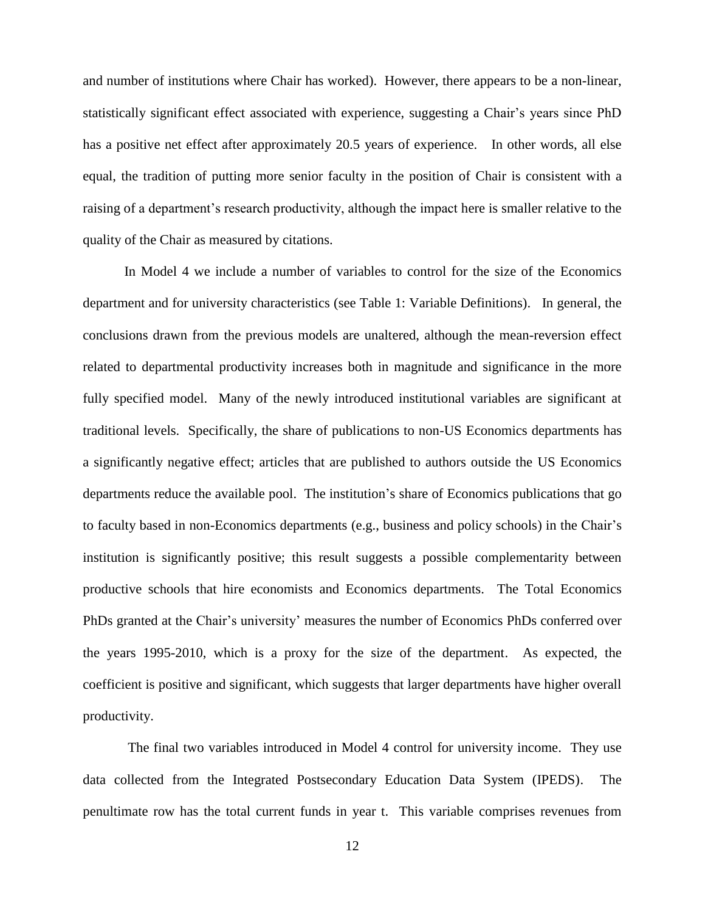and number of institutions where Chair has worked). However, there appears to be a non-linear, statistically significant effect associated with experience, suggesting a Chair's years since PhD has a positive net effect after approximately 20.5 years of experience. In other words, all else equal, the tradition of putting more senior faculty in the position of Chair is consistent with a raising of a department's research productivity, although the impact here is smaller relative to the quality of the Chair as measured by citations.

In Model 4 we include a number of variables to control for the size of the Economics department and for university characteristics (see Table 1: Variable Definitions). In general, the conclusions drawn from the previous models are unaltered, although the mean-reversion effect related to departmental productivity increases both in magnitude and significance in the more fully specified model. Many of the newly introduced institutional variables are significant at traditional levels. Specifically, the share of publications to non-US Economics departments has a significantly negative effect; articles that are published to authors outside the US Economics departments reduce the available pool. The institution's share of Economics publications that go to faculty based in non-Economics departments (e.g., business and policy schools) in the Chair's institution is significantly positive; this result suggests a possible complementarity between productive schools that hire economists and Economics departments. The Total Economics PhDs granted at the Chair's university' measures the number of Economics PhDs conferred over the years 1995-2010, which is a proxy for the size of the department. As expected, the coefficient is positive and significant, which suggests that larger departments have higher overall productivity.

The final two variables introduced in Model 4 control for university income. They use data collected from the Integrated Postsecondary Education Data System (IPEDS). The penultimate row has the total current funds in year t. This variable comprises revenues from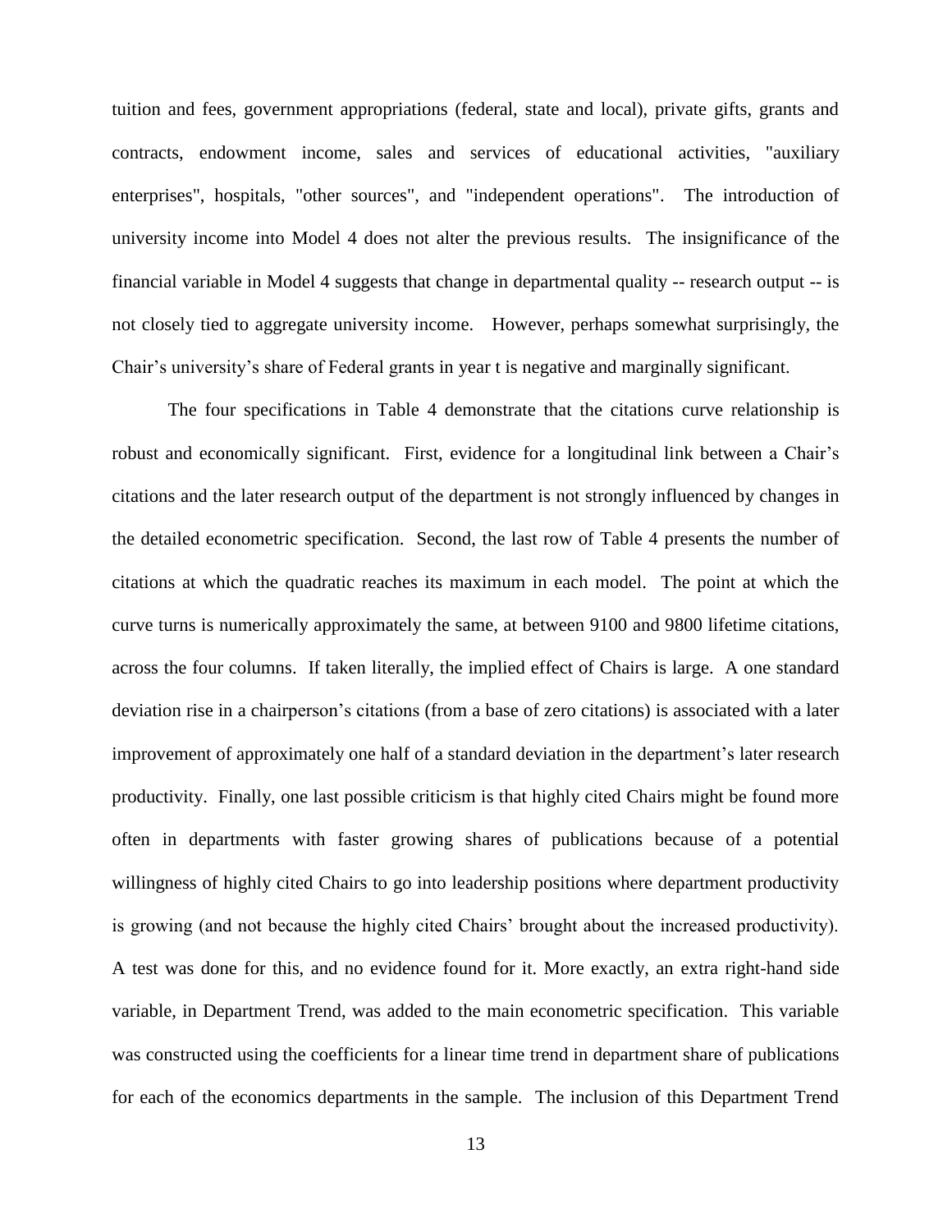tuition and fees, government appropriations (federal, state and local), private gifts, grants and contracts, endowment income, sales and services of educational activities, "auxiliary enterprises", hospitals, "other sources", and "independent operations". The introduction of university income into Model 4 does not alter the previous results. The insignificance of the financial variable in Model 4 suggests that change in departmental quality -- research output -- is not closely tied to aggregate university income. However, perhaps somewhat surprisingly, the Chair's university's share of Federal grants in year t is negative and marginally significant.

The four specifications in Table 4 demonstrate that the citations curve relationship is robust and economically significant. First, evidence for a longitudinal link between a Chair's citations and the later research output of the department is not strongly influenced by changes in the detailed econometric specification. Second, the last row of Table 4 presents the number of citations at which the quadratic reaches its maximum in each model. The point at which the curve turns is numerically approximately the same, at between 9100 and 9800 lifetime citations, across the four columns. If taken literally, the implied effect of Chairs is large. A one standard deviation rise in a chairperson's citations (from a base of zero citations) is associated with a later improvement of approximately one half of a standard deviation in the department's later research productivity. Finally, one last possible criticism is that highly cited Chairs might be found more often in departments with faster growing shares of publications because of a potential willingness of highly cited Chairs to go into leadership positions where department productivity is growing (and not because the highly cited Chairs' brought about the increased productivity). A test was done for this, and no evidence found for it. More exactly, an extra right-hand side variable, in Department Trend, was added to the main econometric specification. This variable was constructed using the coefficients for a linear time trend in department share of publications for each of the economics departments in the sample. The inclusion of this Department Trend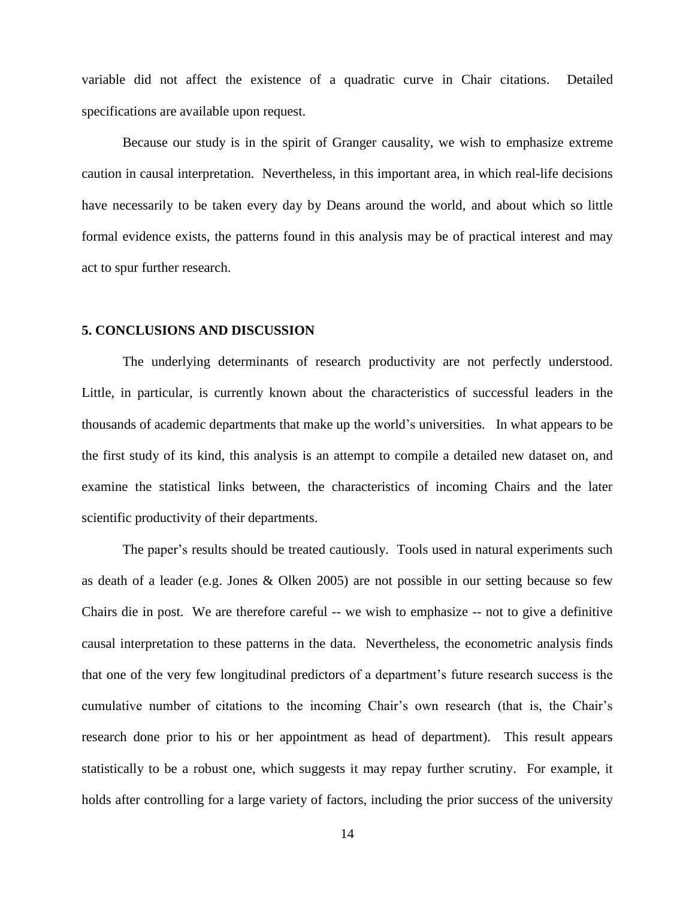variable did not affect the existence of a quadratic curve in Chair citations. Detailed specifications are available upon request.

Because our study is in the spirit of Granger causality, we wish to emphasize extreme caution in causal interpretation. Nevertheless, in this important area, in which real-life decisions have necessarily to be taken every day by Deans around the world, and about which so little formal evidence exists, the patterns found in this analysis may be of practical interest and may act to spur further research.

## 5. CONCLUSIONS AND DISCUSSION

The underlying determinants of research productivity are not perfectly understood. Little, in particular, is currently known about the characteristics of successful leaders in the thousands of academic departments that make up the world's universities. In what appears to be the first study of its kind, this analysis is an attempt to compile a detailed new dataset on, and examine the statistical links between, the characteristics of incoming Chairs and the later scientific productivity of their departments.

The paper's results should be treated cautiously. Tools used in natural experiments such as death of a leader (e.g. Jones & Olken 2005) are not possible in our setting because so few Chairs die in post. We are therefore careful -- we wish to emphasize -- not to give a definitive causal interpretation to these patterns in the data. Nevertheless, the econometric analysis finds that one of the very few longitudinal predictors of a department's future research success is the cumulative number of citations to the incoming Chair's own research (that is, the Chair's research done prior to his or her appointment as head of department). This result appears statistically to be a robust one, which suggests it may repay further scrutiny. For example, it holds after controlling for a large variety of factors, including the prior success of the university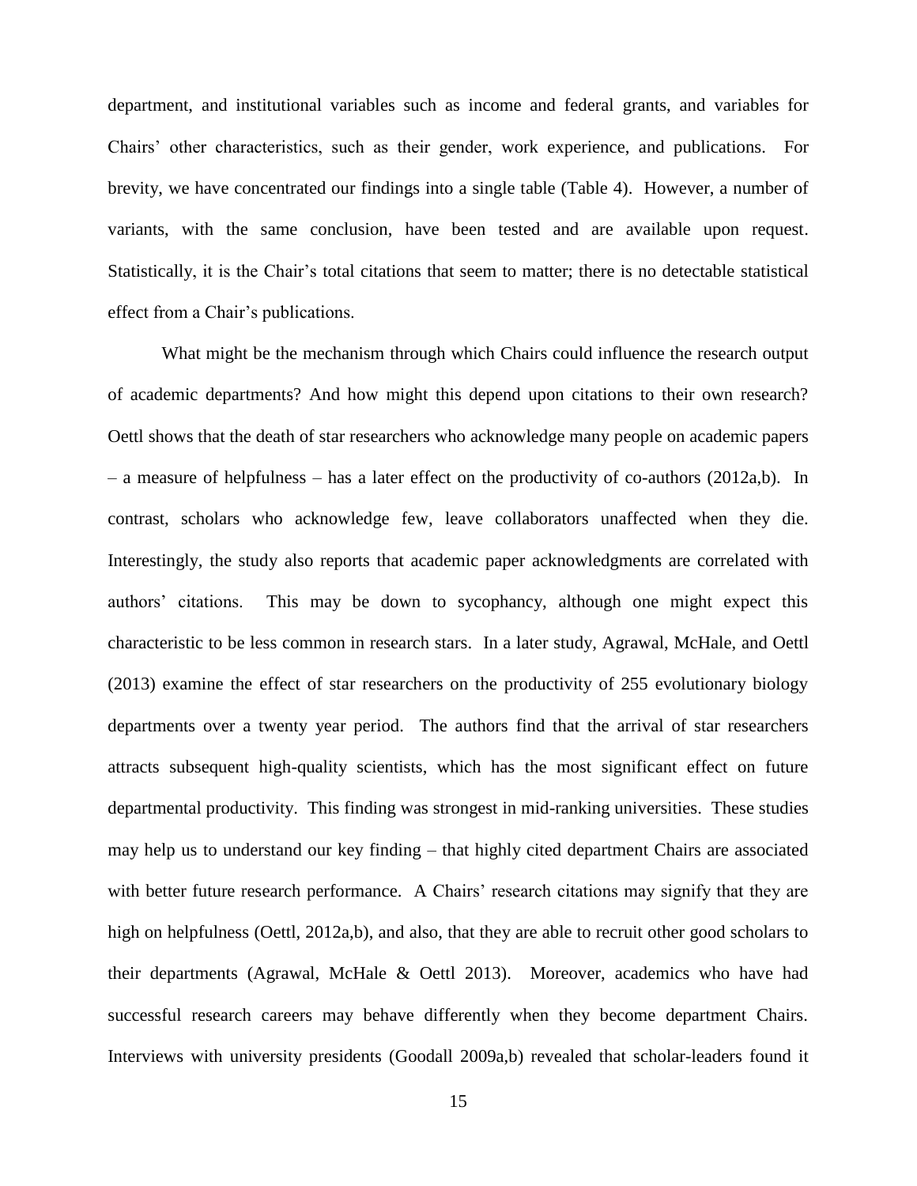department, and institutional variables such as income and federal grants, and variables for Chairs' other characteristics, such as their gender, work experience, and publications. For brevity, we have concentrated our findings into a single table (Table 4). However, a number of variants, with the same conclusion, have been tested and are available upon request. Statistically, it is the Chair's total citations that seem to matter; there is no detectable statistical effect from a Chair's publications.

What might be the mechanism through which Chairs could influence the research output of academic departments? And how might this depend upon citations to their own research? Oettl shows that the death of star researchers who acknowledge many people on academic papers – a measure of helpfulness – has a later effect on the productivity of co-authors (2012a,b). In contrast, scholars who acknowledge few, leave collaborators unaffected when they die. Interestingly, the study also reports that academic paper acknowledgments are correlated with authors' citations. This may be down to sycophancy, although one might expect this characteristic to be less common in research stars. In a later study, Agrawal, McHale, and Oettl (2013) examine the effect of star researchers on the productivity of 255 evolutionary biology departments over a twenty year period. The authors find that the arrival of star researchers attracts subsequent high-quality scientists, which has the most significant effect on future departmental productivity. This finding was strongest in mid-ranking universities. These studies may help us to understand our key finding – that highly cited department Chairs are associated with better future research performance. A Chairs' research citations may signify that they are high on helpfulness (Oettl, 2012a,b), and also, that they are able to recruit other good scholars to their departments (Agrawal, McHale & Oettl 2013). Moreover, academics who have had successful research careers may behave differently when they become department Chairs. Interviews with university presidents (Goodall 2009a,b) revealed that scholar-leaders found it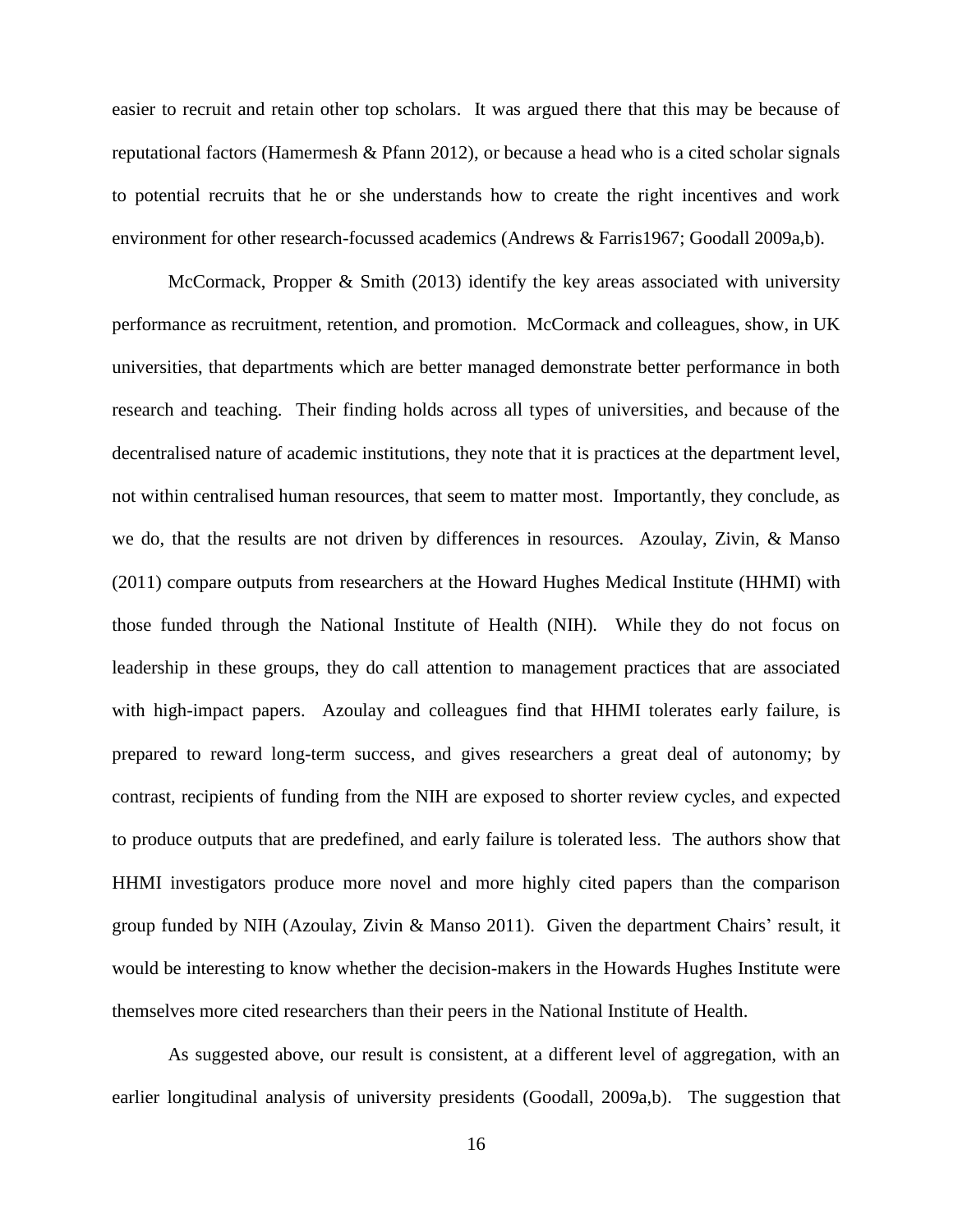easier to recruit and retain other top scholars. It was argued there that this may be because of reputational factors (Hamermesh & Pfann 2012), or because a head who is a cited scholar signals to potential recruits that he or she understands how to create the right incentives and work environment for other research-focussed academics (Andrews & Farris1967; Goodall 2009a,b).

McCormack, Propper & Smith (2013) identify the key areas associated with university performance as recruitment, retention, and promotion. McCormack and colleagues, show, in UK universities, that departments which are better managed demonstrate better performance in both research and teaching. Their finding holds across all types of universities, and because of the decentralised nature of academic institutions, they note that it is practices at the department level, not within centralised human resources, that seem to matter most. Importantly, they conclude, as we do, that the results are not driven by differences in resources. Azoulay, Zivin, & Manso (2011) compare outputs from researchers at the Howard Hughes Medical Institute (HHMI) with those funded through the National Institute of Health (NIH). While they do not focus on leadership in these groups, they do call attention to management practices that are associated with high-impact papers. Azoulay and colleagues find that HHMI tolerates early failure, is prepared to reward long-term success, and gives researchers a great deal of autonomy; by contrast, recipients of funding from the NIH are exposed to shorter review cycles, and expected to produce outputs that are predefined, and early failure is tolerated less. The authors show that HHMI investigators produce more novel and more highly cited papers than the comparison group funded by NIH (Azoulay, Zivin & Manso 2011). Given the department Chairs' result, it would be interesting to know whether the decision-makers in the Howards Hughes Institute were themselves more cited researchers than their peers in the National Institute of Health.

As suggested above, our result is consistent, at a different level of aggregation, with an earlier longitudinal analysis of university presidents (Goodall, 2009a,b). The suggestion that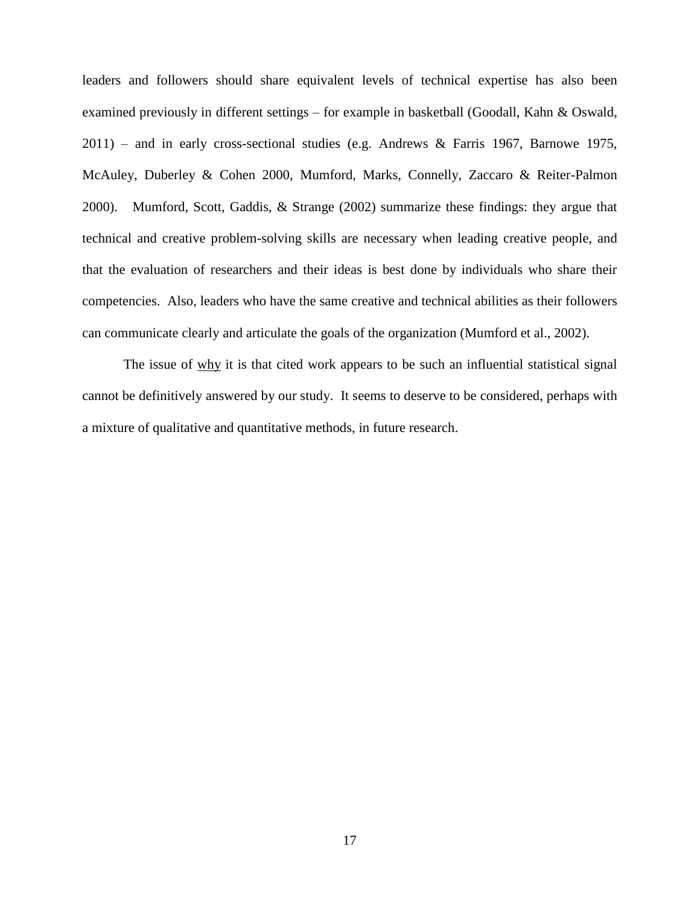leaders and followers should share equivalent levels of technical expertise has also been examined previously in different settings – for example in basketball (Goodall, Kahn & Oswald, 2011) – and in early cross-sectional studies (e.g. Andrews & Farris 1967, Barnowe 1975, McAuley, Duberley & Cohen 2000, Mumford, Marks, Connelly, Zaccaro & Reiter-Palmon 2000). Mumford, Scott, Gaddis, & Strange (2002) summarize these findings: they argue that technical and creative problem-solving skills are necessary when leading creative people, and that the evaluation of researchers and their ideas is best done by individuals who share their competencies. Also, leaders who have the same creative and technical abilities as their followers can communicate clearly and articulate the goals of the organization (Mumford et al., 2002).

The issue of <u>why</u> it is that cited work appears to be such an influential statistical signal cannot be definitively answered by our study. It seems to deserve to be considered, perhaps with a mixture of qualitative and quantitative methods, in future research.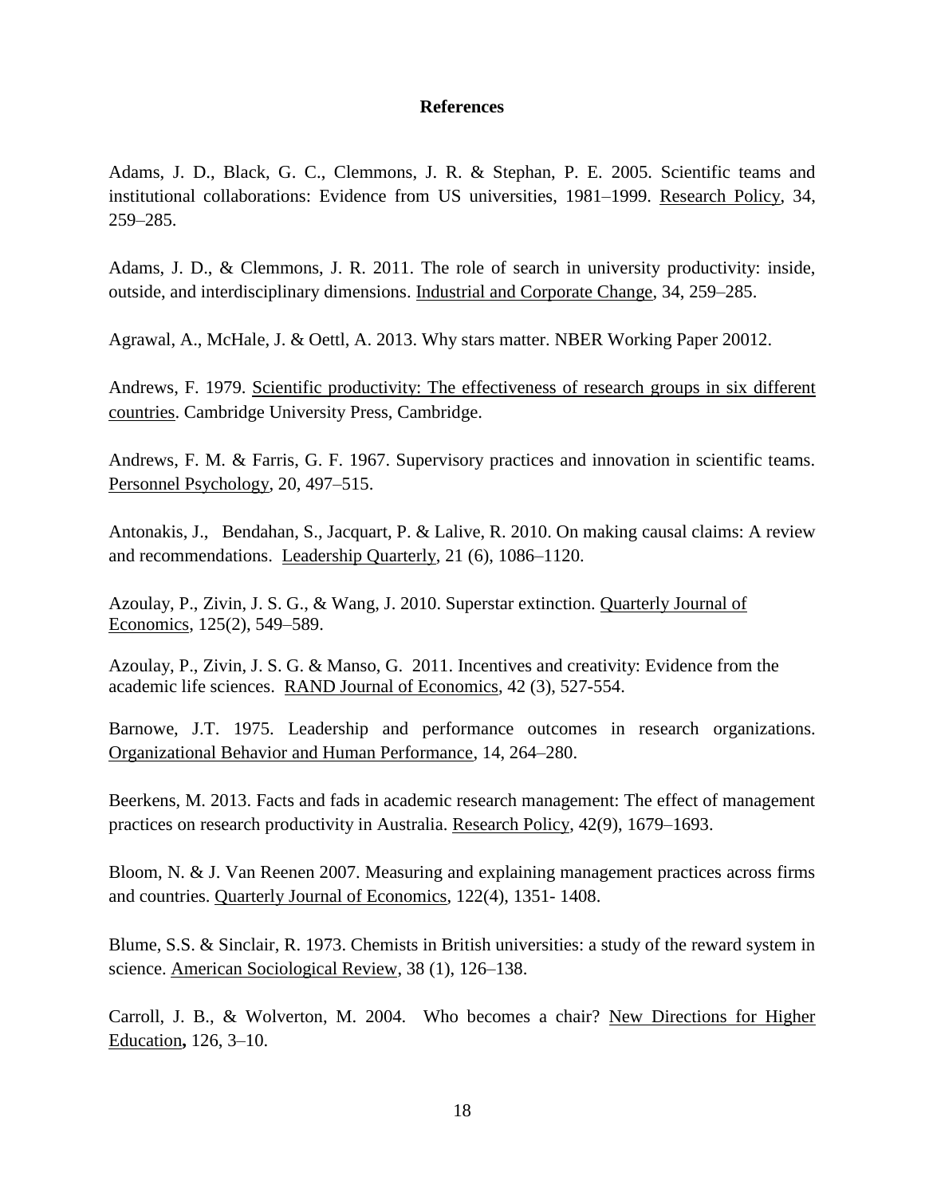# References

Adams, J. D., Black, G. C., Clemmons, J. R. & Stephan, P. E. 2005. Scientific teams and institutional collaborations: Evidence from US universities, 1981–1999. Research Policy, 34, 259–285.

Adams, J. D., & Clemmons, J. R. 2011. The role of search in university productivity: inside, outside, and interdisciplinary dimensions. Industrial and Corporate Change, 34, 259–285.

Agrawal, A., McHale, J. & Oettl, A. 2013. Why stars matter. NBER Working Paper 20012.

Andrews, F. 1979. Scientific productivity: The effectiveness of research groups in six different countries. Cambridge University Press, Cambridge.

Andrews, F. M. & Farris, G. F. 1967. Supervisory practices and innovation in scientific teams. Personnel Psychology, 20, 497–515.

Antonakis, J., Bendahan, S., Jacquart, P. & Lalive, R. 2010. On making causal claims: A review and recommendations. Leadership Quarterly, 21 (6), 1086–1120.

Azoulay, P., Zivin, J. S. G., & Wang, J. 2010. Superstar extinction. Quarterly Journal of Economics, 125(2), 549–589.

Azoulay, P., Zivin, J. S. G. & Manso, G. 2011. Incentives and creativity: Evidence from the academic life sciences. RAND Journal of Economics, 42 (3), 527-554.

Barnowe, J.T. 1975. Leadership and performance outcomes in research organizations. Organizational Behavior and Human Performance, 14, 264–280.

Beerkens, M. 2013. Facts and fads in academic research management: The effect of management practices on research productivity in Australia. Research Policy, 42(9), 1679–1693.

Bloom, N. & J. Van Reenen 2007. Measuring and explaining management practices across firms and countries. Quarterly Journal of Economics, 122(4), 1351- 1408.

Blume, S.S. & Sinclair, R. 1973. Chemists in British universities: a study of the reward system in science. American Sociological Review, 38 (1), 126–138.

Carroll, J. B., & Wolverton, M. 2004. Who becomes a chair? New Directions for Higher Education**,** 126, 3–10.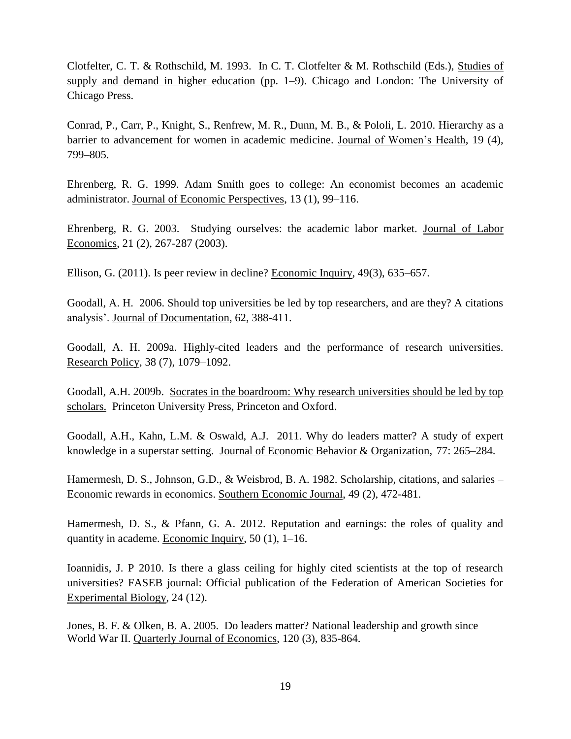Clotfelter, C. T. & Rothschild, M. 1993. In C. T. Clotfelter & M. Rothschild (Eds.), Studies of supply and demand in higher education (pp. 1–9). Chicago and London: The University of Chicago Press.

Conrad, P., Carr, P., Knight, S., Renfrew, M. R., Dunn, M. B., & Pololi, L. 2010. Hierarchy as a barrier to advancement for women in academic medicine. Journal of Women's Health, 19 (4), 799–805.

Ehrenberg, R. G. 1999. Adam Smith goes to college: An economist becomes an academic administrator. Journal of Economic Perspectives, 13 (1), 99–116.

Ehrenberg, R. G. 2003. Studying ourselves: the academic labor market. Journal of Labor Economics, 21 (2), 267-287 (2003).

Ellison, G. (2011). Is peer review in decline? Economic Inquiry, 49(3), 635–657.

Goodall, A. H. 2006. Should top universities be led by top researchers, and are they? A citations analysis'. Journal of Documentation, 62, 388-411.

Goodall, A. H. 2009a. Highly-cited leaders and the performance of research universities. Research Policy, 38 (7), 1079–1092.

Goodall, A.H. 2009b. Socrates in the boardroom: Why research universities should be led by top scholars. Princeton University Press, Princeton and Oxford.

Goodall, A.H., Kahn, L.M. & Oswald, A.J. 2011. Why do leaders matter? A study of expert knowledge in a superstar setting. Journal of Economic Behavior & Organization, 77: 265–284.

Hamermesh, D. S., Johnson, G.D., & Weisbrod, B. A. 1982. Scholarship, citations, and salaries – Economic rewards in economics. Southern Economic Journal, 49 (2), 472-481.

Hamermesh, D. S., & Pfann, G. A. 2012. Reputation and earnings: the roles of quality and quantity in academe. Economic Inquiry, 50 (1), 1–16.

Ioannidis, J. P 2010. Is there a glass ceiling for highly cited scientists at the top of research universities? FASEB journal: Official publication of the Federation of American Societies for Experimental Biology, 24 (12).

Jones, B. F. & Olken, B. A. 2005. Do leaders matter? National leadership and growth since World War II. Quarterly Journal of Economics, 120 (3), 835-864.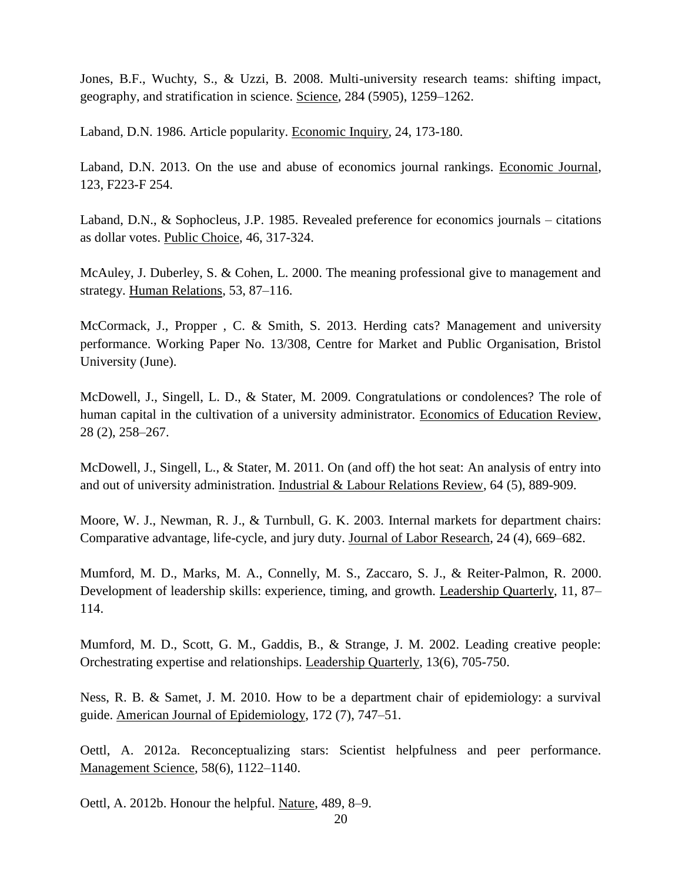Jones, B.F., Wuchty, S., & Uzzi, B. 2008. Multi-university research teams: shifting impact, geography, and stratification in science. Science, 284 (5905), 1259–1262.

Laband, D.N. 1986. Article popularity. Economic Inquiry, 24, 173-180.

Laband, D.N. 2013. On the use and abuse of economics journal rankings. Economic Journal, 123, F223-F 254.

Laband, D.N., & Sophocleus, J.P. 1985. Revealed preference for economics journals – citations as dollar votes. Public Choice, 46, 317-324.

McAuley, J. Duberley, S. & Cohen, L. 2000. The meaning professional give to management and strategy. Human Relations, 53, 87–116.

McCormack, J., Propper , C. & Smith, S. 2013. Herding cats? Management and university performance. Working Paper No. 13/308, Centre for Market and Public Organisation, Bristol University (June).

McDowell, J., Singell, L. D., & Stater, M. 2009. Congratulations or condolences? The role of human capital in the cultivation of a university administrator. Economics of Education Review, 28 (2), 258–267.

McDowell, J., Singell, L., & Stater, M. 2011. On (and off) the hot seat: An analysis of entry into and out of university administration. Industrial & Labour Relations Review, 64 (5), 889-909.

Moore, W. J., Newman, R. J., & Turnbull, G. K. 2003. Internal markets for department chairs: Comparative advantage, life-cycle, and jury duty. Journal of Labor Research, 24 (4), 669–682.

Mumford, M. D., Marks, M. A., Connelly, M. S., Zaccaro, S. J., & Reiter-Palmon, R. 2000. Development of leadership skills: experience, timing, and growth. Leadership Quarterly, 11, 87–114.

Mumford, M. D., Scott, G. M., Gaddis, B., & Strange, J. M. 2002. Leading creative people: Orchestrating expertise and relationships. Leadership Quarterly, 13(6), 705-750.

Ness, R. B. & Samet, J. M. 2010. How to be a department chair of epidemiology: a survival guide. American Journal of Epidemiology, 172 (7), 747–51.

Oettl, A. 2012a. Reconceptualizing stars: Scientist helpfulness and peer performance. Management Science, 58(6), 1122–1140.

Oettl, A. 2012b. Honour the helpful. Nature, 489, 8–9.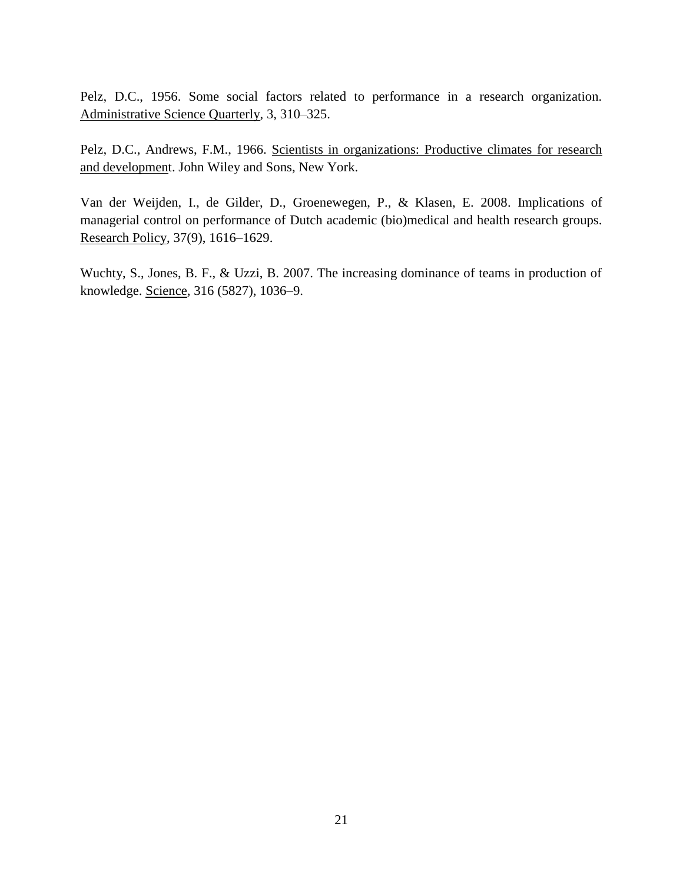Pelz, D.C., 1956. Some social factors related to performance in a research organization. Administrative Science Quarterly, 3, 310–325.

Pelz, D.C., Andrews, F.M., 1966. Scientists in organizations: Productive climates for research and development. John Wiley and Sons, New York.

Van der Weijden, I., de Gilder, D., Groenewegen, P., & Klasen, E. 2008. Implications of managerial control on performance of Dutch academic (bio)medical and health research groups. Research Policy, 37(9), 1616–1629.

Wuchty, S., Jones, B. F., & Uzzi, B. 2007. The increasing dominance of teams in production of knowledge. Science, 316 (5827), 1036–9.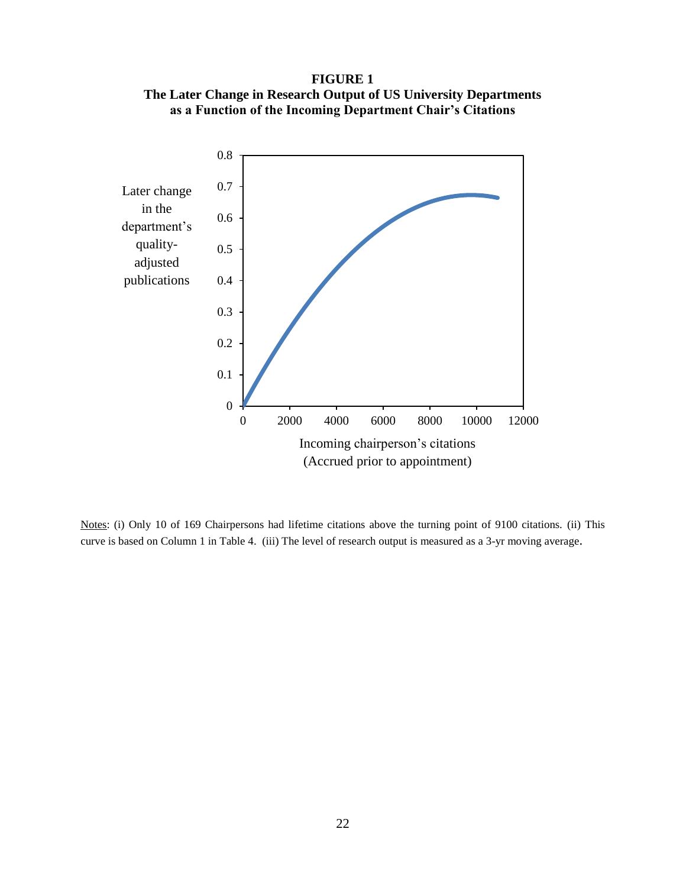**FIGURE 1**
**The Later Change in Research Output of US University Departments as a Function of the Incoming Department Chair's Citations**

Notes: (i) Only 10 of 169 Chairpersons had lifetime citations above the turning point of 9100 citations. (ii) This curve is based on Column 1 in Table 4. (iii) The level of research output is measured as a 3-yr moving average.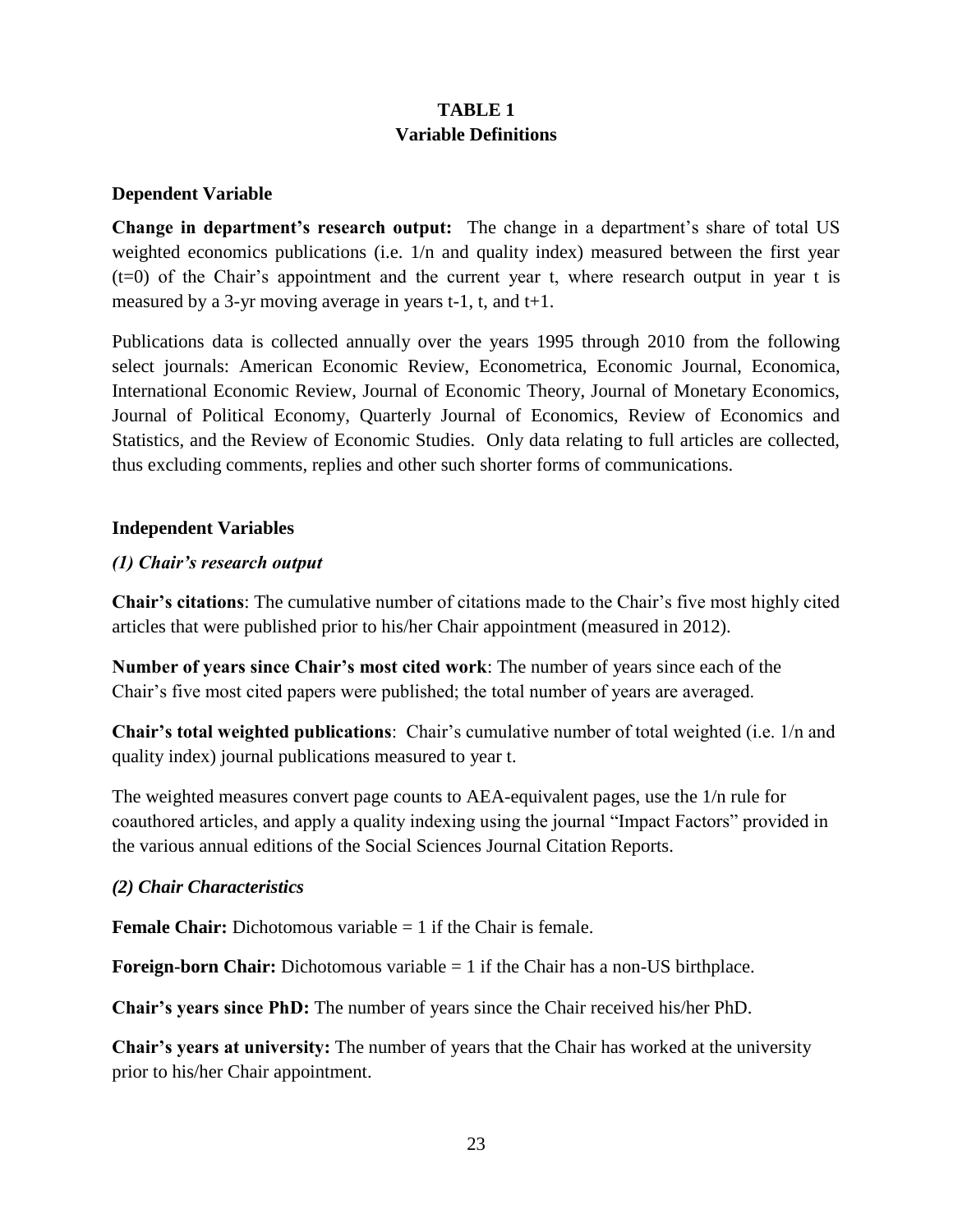# TABLE 1
## Variable Definitions

### Dependent Variable

**Change in department's research output:** The change in a department's share of total US weighted economics publications (i.e. 1/n and quality index) measured between the first year (t=0) of the Chair's appointment and the current year t, where research output in year t is measured by a 3-yr moving average in years t-1, t, and t+1.

Publications data is collected annually over the years 1995 through 2010 from the following select journals: American Economic Review, Econometrica, Economic Journal, Economica, International Economic Review, Journal of Economic Theory, Journal of Monetary Economics, Journal of Political Economy, Quarterly Journal of Economics, Review of Economics and Statistics, and the Review of Economic Studies. Only data relating to full articles are collected, thus excluding comments, replies and other such shorter forms of communications.

### Independent Variables

***(1) Chair's research output***

**Chair's citations**: The cumulative number of citations made to the Chair's five most highly cited articles that were published prior to his/her Chair appointment (measured in 2012).

**Number of years since Chair's most cited work**: The number of years since each of the Chair's five most cited papers were published; the total number of years are averaged.

**Chair's total weighted publications**: Chair's cumulative number of total weighted (i.e. 1/n and quality index) journal publications measured to year t.

The weighted measures convert page counts to AEA-equivalent pages, use the 1/n rule for coauthored articles, and apply a quality indexing using the journal "Impact Factors" provided in the various annual editions of the Social Sciences Journal Citation Reports.

***(2) Chair Characteristics***

**Female Chair:** Dichotomous variable = 1 if the Chair is female.

**Foreign-born Chair:** Dichotomous variable = 1 if the Chair has a non-US birthplace.

**Chair's years since PhD:** The number of years since the Chair received his/her PhD.

**Chair's years at university:** The number of years that the Chair has worked at the university prior to his/her Chair appointment.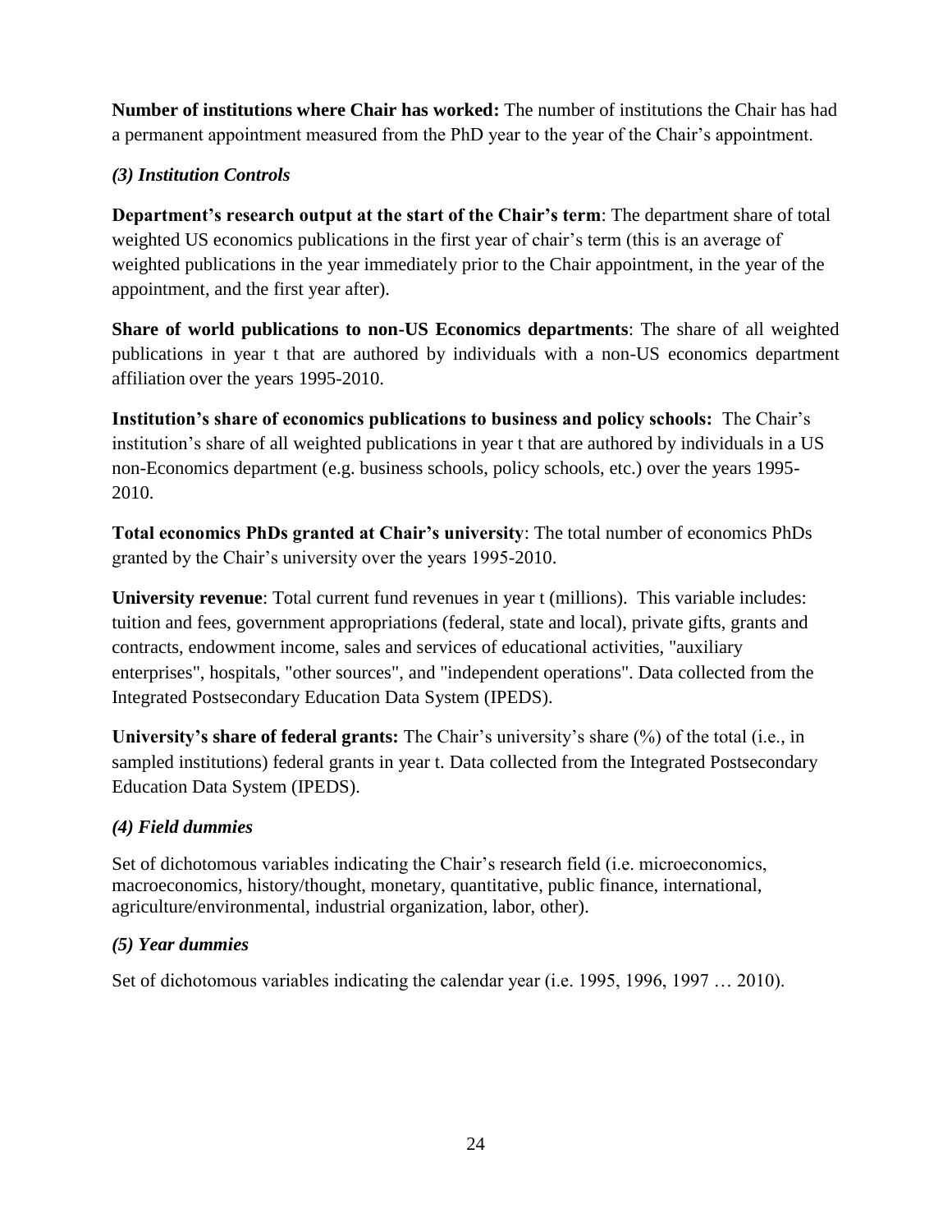**Number of institutions where Chair has worked:** The number of institutions the Chair has had a permanent appointment measured from the PhD year to the year of the Chair's appointment.

### *(3) Institution Controls*

**Department's research output at the start of the Chair's term**: The department share of total weighted US economics publications in the first year of chair's term (this is an average of weighted publications in the year immediately prior to the Chair appointment, in the year of the appointment, and the first year after).

**Share of world publications to non-US Economics departments**: The share of all weighted publications in year t that are authored by individuals with a non-US economics department affiliation over the years 1995-2010.

**Institution's share of economics publications to business and policy schools:** The Chair's institution's share of all weighted publications in year t that are authored by individuals in a US non-Economics department (e.g. business schools, policy schools, etc.) over the years 1995-2010.

**Total economics PhDs granted at Chair's university**: The total number of economics PhDs granted by the Chair's university over the years 1995-2010.

**University revenue**: Total current fund revenues in year t (millions). This variable includes: tuition and fees, government appropriations (federal, state and local), private gifts, grants and contracts, endowment income, sales and services of educational activities, "auxiliary enterprises", hospitals, "other sources", and "independent operations". Data collected from the Integrated Postsecondary Education Data System (IPEDS).

**University's share of federal grants:** The Chair's university's share (%) of the total (i.e., in sampled institutions) federal grants in year t. Data collected from the Integrated Postsecondary Education Data System (IPEDS).

### *(4) Field dummies*

Set of dichotomous variables indicating the Chair's research field (i.e. microeconomics, macroeconomics, history/thought, monetary, quantitative, public finance, international, agriculture/environmental, industrial organization, labor, other).

### *(5) Year dummies*

Set of dichotomous variables indicating the calendar year (i.e. 1995, 1996, 1997 … 2010).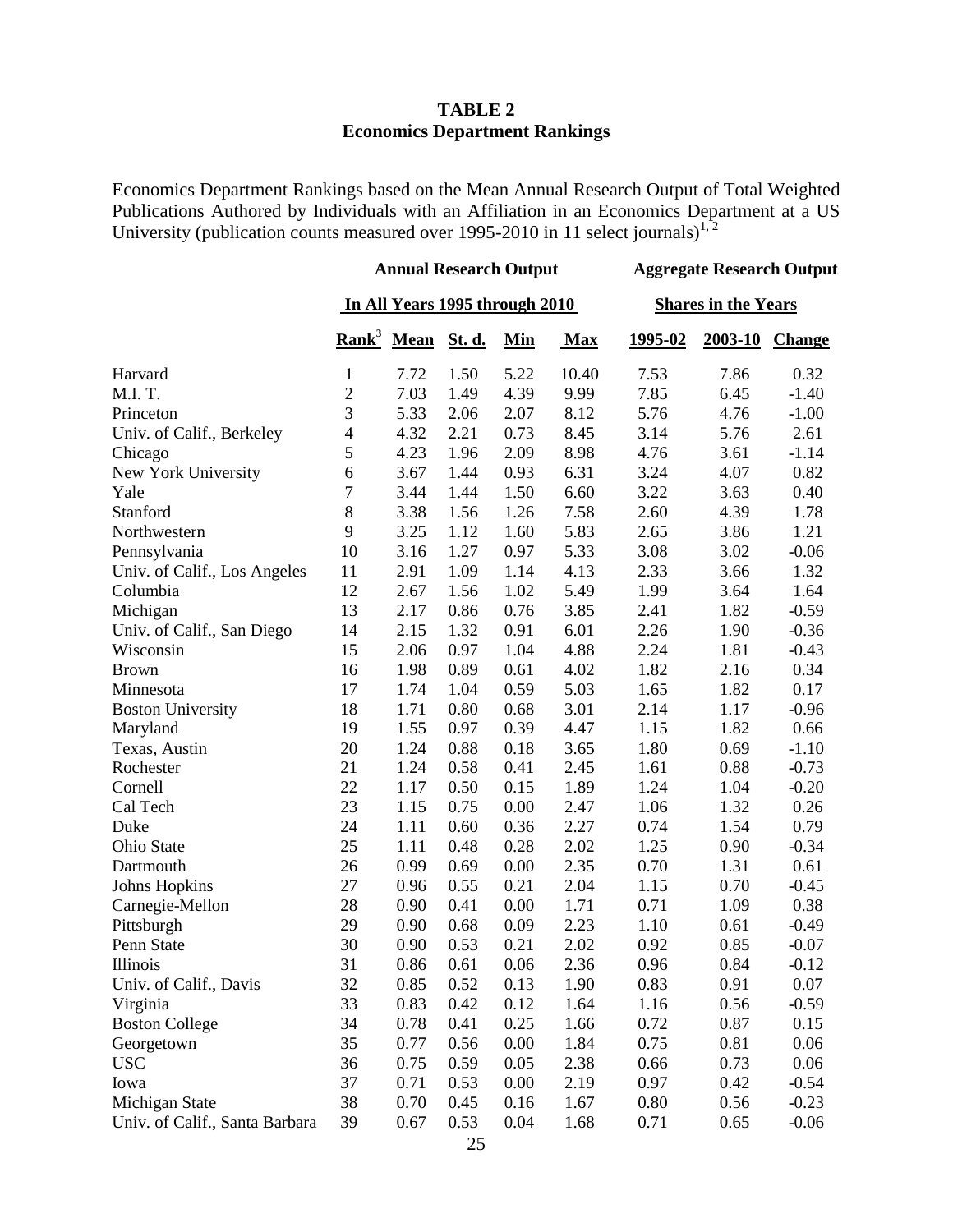# TABLE 2
## Economics Department Rankings

Economics Department Rankings based on the Mean Annual Research Output of Total Weighted Publications Authored by Individuals with an Affiliation in an Economics Department at a US University (publication counts measured over 1995-2010 in 11 select journals)[1, 2]

| | Annual Research Output | | | | | Aggregate Research Output | | |
|---|---|---|---|---|---|---|---|---|
| | In All Years 1995 through 2010 | | | | | Shares in the Years | | |
| | Rank[3] | Mean | St. d. | Min | Max | 1995-02 | 2003-10 | Change |
| Harvard | 1 | 7.72 | 1.50 | 5.22 | 10.40 | 7.53 | 7.86 | 0.32 |
| M.I. T. | 2 | 7.03 | 1.49 | 4.39 | 9.99 | 7.85 | 6.45 | -1.40 |
| Princeton | 3 | 5.33 | 2.06 | 2.07 | 8.12 | 5.76 | 4.76 | -1.00 |
| Univ. of Calif., Berkeley | 4 | 4.32 | 2.21 | 0.73 | 8.45 | 3.14 | 5.76 | 2.61 |
| Chicago | 5 | 4.23 | 1.96 | 2.09 | 8.98 | 4.76 | 3.61 | -1.14 |
| New York University | 6 | 3.67 | 1.44 | 0.93 | 6.31 | 3.24 | 4.07 | 0.82 |
| Yale | 7 | 3.44 | 1.44 | 1.50 | 6.60 | 3.22 | 3.63 | 0.40 |
| Stanford | 8 | 3.38 | 1.56 | 1.26 | 7.58 | 2.60 | 4.39 | 1.78 |
| Northwestern | 9 | 3.25 | 1.12 | 1.60 | 5.83 | 2.65 | 3.86 | 1.21 |
| Pennsylvania | 10 | 3.16 | 1.27 | 0.97 | 5.33 | 3.08 | 3.02 | -0.06 |
| Univ. of Calif., Los Angeles | 11 | 2.91 | 1.09 | 1.14 | 4.13 | 2.33 | 3.66 | 1.32 |
| Columbia | 12 | 2.67 | 1.56 | 1.02 | 5.49 | 1.99 | 3.64 | 1.64 |
| Michigan | 13 | 2.17 | 0.86 | 0.76 | 3.85 | 2.41 | 1.82 | -0.59 |
| Univ. of Calif., San Diego | 14 | 2.15 | 1.32 | 0.91 | 6.01 | 2.26 | 1.90 | -0.36 |
| Wisconsin | 15 | 2.06 | 0.97 | 1.04 | 4.88 | 2.24 | 1.81 | -0.43 |
| Brown | 16 | 1.98 | 0.89 | 0.61 | 4.02 | 1.82 | 2.16 | 0.34 |
| Minnesota | 17 | 1.74 | 1.04 | 0.59 | 5.03 | 1.65 | 1.82 | 0.17 |
| Boston University | 18 | 1.71 | 0.80 | 0.68 | 3.01 | 2.14 | 1.17 | -0.96 |
| Maryland | 19 | 1.55 | 0.97 | 0.39 | 4.47 | 1.15 | 1.82 | 0.66 |
| Texas, Austin | 20 | 1.24 | 0.88 | 0.18 | 3.65 | 1.80 | 0.69 | -1.10 |
| Rochester | 21 | 1.24 | 0.58 | 0.41 | 2.45 | 1.61 | 0.88 | -0.73 |
| Cornell | 22 | 1.17 | 0.50 | 0.15 | 1.89 | 1.24 | 1.04 | -0.20 |
| Cal Tech | 23 | 1.15 | 0.75 | 0.00 | 2.47 | 1.06 | 1.32 | 0.26 |
| Duke | 24 | 1.11 | 0.60 | 0.36 | 2.27 | 0.74 | 1.54 | 0.79 |
| Ohio State | 25 | 1.11 | 0.48 | 0.28 | 2.02 | 1.25 | 0.90 | -0.34 |
| Dartmouth | 26 | 0.99 | 0.69 | 0.00 | 2.35 | 0.70 | 1.31 | 0.61 |
| Johns Hopkins | 27 | 0.96 | 0.55 | 0.21 | 2.04 | 1.15 | 0.70 | -0.45 |
| Carnegie-Mellon | 28 | 0.90 | 0.41 | 0.00 | 1.71 | 0.71 | 1.09 | 0.38 |
| Pittsburgh | 29 | 0.90 | 0.68 | 0.09 | 2.23 | 1.10 | 0.61 | -0.49 |
| Penn State | 30 | 0.90 | 0.53 | 0.21 | 2.02 | 0.92 | 0.85 | -0.07 |
| Illinois | 31 | 0.86 | 0.61 | 0.06 | 2.36 | 0.96 | 0.84 | -0.12 |
| Univ. of Calif., Davis | 32 | 0.85 | 0.52 | 0.13 | 1.90 | 0.83 | 0.91 | 0.07 |
| Virginia | 33 | 0.83 | 0.42 | 0.12 | 1.64 | 1.16 | 0.56 | -0.59 |
| Boston College | 34 | 0.78 | 0.41 | 0.25 | 1.66 | 0.72 | 0.87 | 0.15 |
| Georgetown | 35 | 0.77 | 0.56 | 0.00 | 1.84 | 0.75 | 0.81 | 0.06 |
| USC | 36 | 0.75 | 0.59 | 0.05 | 2.38 | 0.66 | 0.73 | 0.06 |
| Iowa | 37 | 0.71 | 0.53 | 0.00 | 2.19 | 0.97 | 0.42 | -0.54 |
| Michigan State | 38 | 0.70 | 0.45 | 0.16 | 1.67 | 0.80 | 0.56 | -0.23 |
| Univ. of Calif., Santa Barbara | 39 | 0.67 | 0.53 | 0.04 | 1.68 | 0.71 | 0.65 | -0.06 |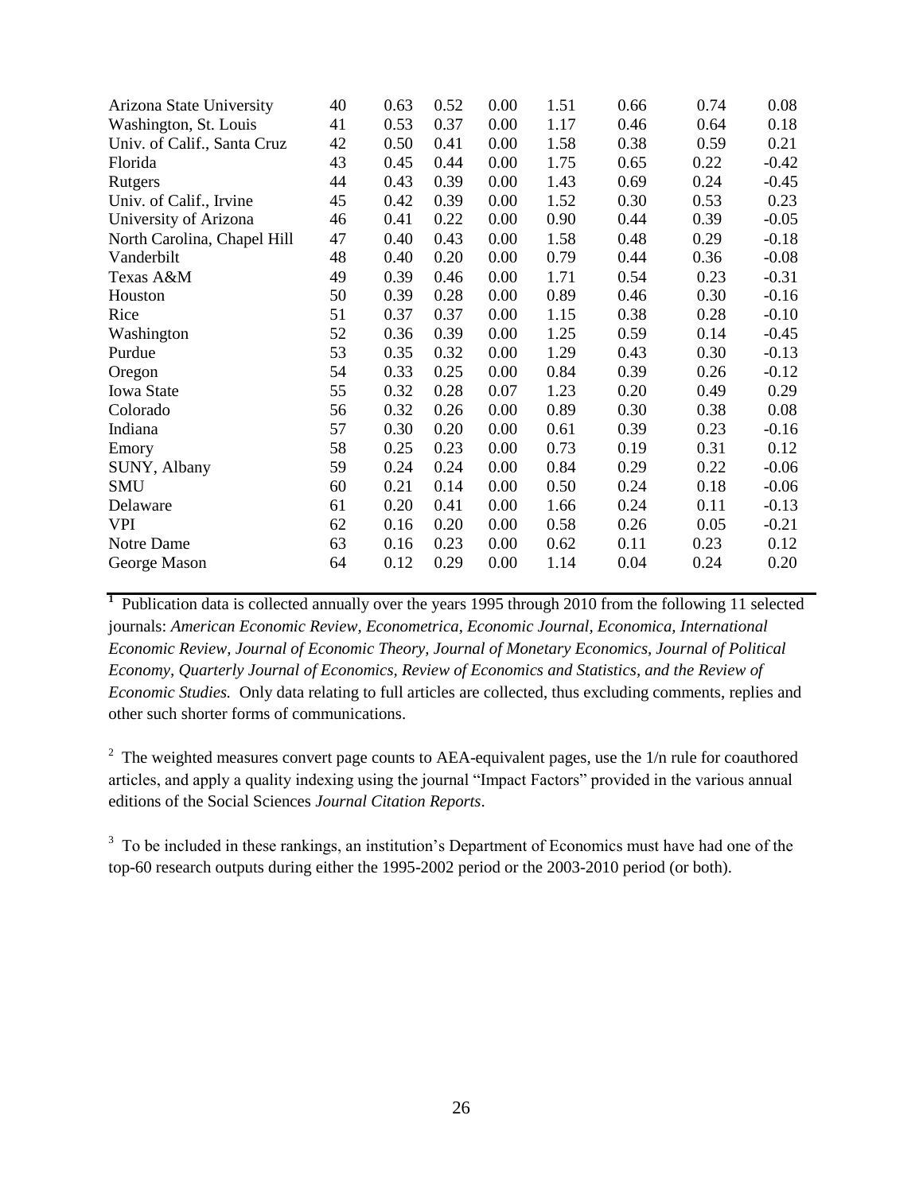| | | | | | | | | |
|---|---|---|---|---|---|---|---|---|
| Arizona State University | 40 | 0.63 | 0.52 | 0.00 | 1.51 | 0.66 | 0.74 | 0.08 |
| Washington, St. Louis | 41 | 0.53 | 0.37 | 0.00 | 1.17 | 0.46 | 0.64 | 0.18 |
| Univ. of Calif., Santa Cruz | 42 | 0.50 | 0.41 | 0.00 | 1.58 | 0.38 | 0.59 | 0.21 |
| Florida | 43 | 0.45 | 0.44 | 0.00 | 1.75 | 0.65 | 0.22 | -0.42 |
| Rutgers | 44 | 0.43 | 0.39 | 0.00 | 1.43 | 0.69 | 0.24 | -0.45 |
| Univ. of Calif., Irvine | 45 | 0.42 | 0.39 | 0.00 | 1.52 | 0.30 | 0.53 | 0.23 |
| University of Arizona | 46 | 0.41 | 0.22 | 0.00 | 0.90 | 0.44 | 0.39 | -0.05 |
| North Carolina, Chapel Hill | 47 | 0.40 | 0.43 | 0.00 | 1.58 | 0.48 | 0.29 | -0.18 |
| Vanderbilt | 48 | 0.40 | 0.20 | 0.00 | 0.79 | 0.44 | 0.36 | -0.08 |
| Texas A&M | 49 | 0.39 | 0.46 | 0.00 | 1.71 | 0.54 | 0.23 | -0.31 |
| Houston | 50 | 0.39 | 0.28 | 0.00 | 0.89 | 0.46 | 0.30 | -0.16 |
| Rice | 51 | 0.37 | 0.37 | 0.00 | 1.15 | 0.38 | 0.28 | -0.10 |
| Washington | 52 | 0.36 | 0.39 | 0.00 | 1.25 | 0.59 | 0.14 | -0.45 |
| Purdue | 53 | 0.35 | 0.32 | 0.00 | 1.29 | 0.43 | 0.30 | -0.13 |
| Oregon | 54 | 0.33 | 0.25 | 0.00 | 0.84 | 0.39 | 0.26 | -0.12 |
| Iowa State | 55 | 0.32 | 0.28 | 0.07 | 1.23 | 0.20 | 0.49 | 0.29 |
| Colorado | 56 | 0.32 | 0.26 | 0.00 | 0.89 | 0.30 | 0.38 | 0.08 |
| Indiana | 57 | 0.30 | 0.20 | 0.00 | 0.61 | 0.39 | 0.23 | -0.16 |
| Emory | 58 | 0.25 | 0.23 | 0.00 | 0.73 | 0.19 | 0.31 | 0.12 |
| SUNY, Albany | 59 | 0.24 | 0.24 | 0.00 | 0.84 | 0.29 | 0.22 | -0.06 |
| SMU | 60 | 0.21 | 0.14 | 0.00 | 0.50 | 0.24 | 0.18 | -0.06 |
| Delaware | 61 | 0.20 | 0.41 | 0.00 | 1.66 | 0.24 | 0.11 | -0.13 |
| VPI | 62 | 0.16 | 0.20 | 0.00 | 0.58 | 0.26 | 0.05 | -0.21 |
| Notre Dame | 63 | 0.16 | 0.23 | 0.00 | 0.62 | 0.11 | 0.23 | 0.12 |
| George Mason | 64 | 0.12 | 0.29 | 0.00 | 1.14 | 0.04 | 0.24 | 0.20 |

[1] Publication data is collected annually over the years 1995 through 2010 from the following 11 selected journals: *American Economic Review, Econometrica, Economic Journal, Economica, International Economic Review, Journal of Economic Theory, Journal of Monetary Economics, Journal of Political Economy, Quarterly Journal of Economics, Review of Economics and Statistics, and the Review of Economic Studies.* Only data relating to full articles are collected, thus excluding comments, replies and other such shorter forms of communications.

[2] The weighted measures convert page counts to AEA-equivalent pages, use the 1/n rule for coauthored articles, and apply a quality indexing using the journal "Impact Factors" provided in the various annual editions of the Social Sciences *Journal Citation Reports*.

[3] To be included in these rankings, an institution's Department of Economics must have had one of the top-60 research outputs during either the 1995-2002 period or the 2003-2010 period (or both).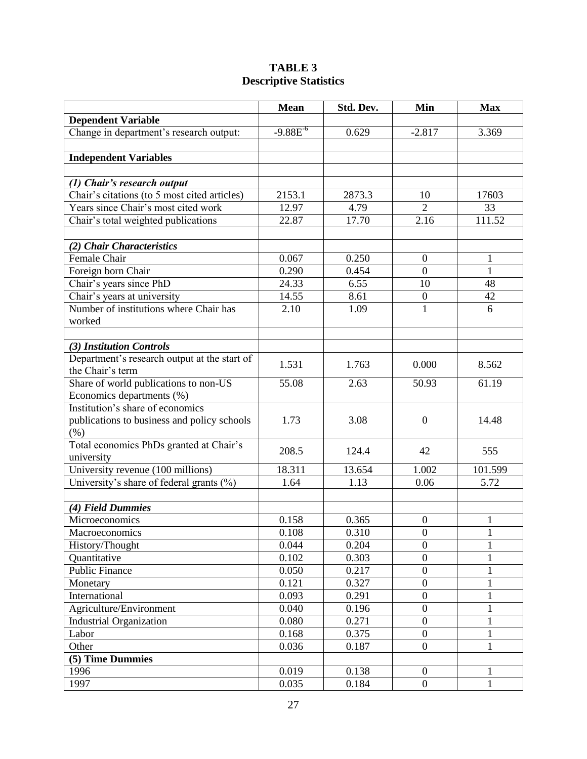**TABLE 3**
**Descriptive Statistics**

| | Mean | Std. Dev. | Min | Max |
|---|---|---|---|---|
| **Dependent Variable** | | | | |
| Change in department's research output: | $-9.88E^{-6}$ | 0.629 | -2.817 | 3.369 |
| | | | | |
| **Independent Variables** | | | | |
| | | | | |
| ***(1) Chair's research output*** | | | | |
| Chair's citations (to 5 most cited articles) | 2153.1 | 2873.3 | 10 | 17603 |
| Years since Chair's most cited work | 12.97 | 4.79 | 2 | 33 |
| Chair's total weighted publications | 22.87 | 17.70 | 2.16 | 111.52 |
| | | | | |
| ***(2) Chair Characteristics*** | | | | |
| Female Chair | 0.067 | 0.250 | 0 | 1 |
| Foreign born Chair | 0.290 | 0.454 | 0 | 1 |
| Chair's years since PhD | 24.33 | 6.55 | 10 | 48 |
| Chair's years at university | 14.55 | 8.61 | 0 | 42 |
| Number of institutions where Chair has worked | 2.10 | 1.09 | 1 | 6 |
| | | | | |
| ***(3) Institution Controls*** | | | | |
| Department's research output at the start of the Chair's term | 1.531 | 1.763 | 0.000 | 8.562 |
| Share of world publications to non-US Economics departments (%) | 55.08 | 2.63 | 50.93 | 61.19 |
| Institution's share of economics publications to business and policy schools (%) | 1.73 | 3.08 | 0 | 14.48 |
| Total economics PhDs granted at Chair's university | 208.5 | 124.4 | 42 | 555 |
| University revenue (100 millions) | 18.311 | 13.654 | 1.002 | 101.599 |
| University's share of federal grants (%) | 1.64 | 1.13 | 0.06 | 5.72 |
| | | | | |
| ***(4) Field Dummies*** | | | | |
| Microeconomics | 0.158 | 0.365 | 0 | 1 |
| Macroeconomics | 0.108 | 0.310 | 0 | 1 |
| History/Thought | 0.044 | 0.204 | 0 | 1 |
| Quantitative | 0.102 | 0.303 | 0 | 1 |
| Public Finance | 0.050 | 0.217 | 0 | 1 |
| Monetary | 0.121 | 0.327 | 0 | 1 |
| International | 0.093 | 0.291 | 0 | 1 |
| Agriculture/Environment | 0.040 | 0.196 | 0 | 1 |
| Industrial Organization | 0.080 | 0.271 | 0 | 1 |
| Labor | 0.168 | 0.375 | 0 | 1 |
| Other | 0.036 | 0.187 | 0 | 1 |
| **(5) Time Dummies** | | | | |
| 1996 | 0.019 | 0.138 | 0 | 1 |
| 1997 | 0.035 | 0.184 | 0 | 1 |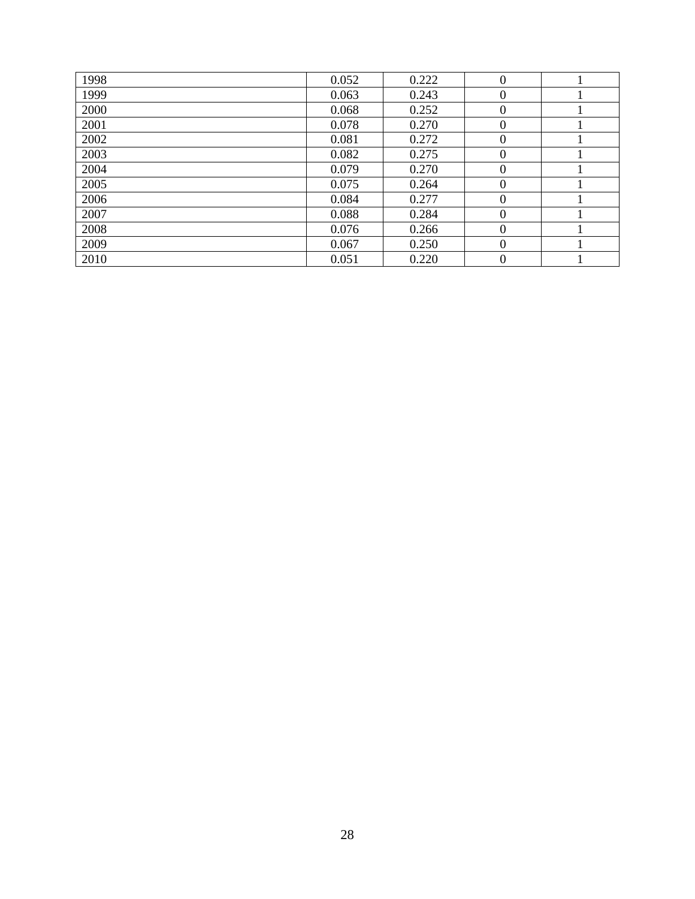| | | | | |
|---|---|---|---|---|
| 1998 | 0.052 | 0.222 | 0 | 1 |
| 1999 | 0.063 | 0.243 | 0 | 1 |
| 2000 | 0.068 | 0.252 | 0 | 1 |
| 2001 | 0.078 | 0.270 | 0 | 1 |
| 2002 | 0.081 | 0.272 | 0 | 1 |
| 2003 | 0.082 | 0.275 | 0 | 1 |
| 2004 | 0.079 | 0.270 | 0 | 1 |
| 2005 | 0.075 | 0.264 | 0 | 1 |
| 2006 | 0.084 | 0.277 | 0 | 1 |
| 2007 | 0.088 | 0.284 | 0 | 1 |
| 2008 | 0.076 | 0.266 | 0 | 1 |
| 2009 | 0.067 | 0.250 | 0 | 1 |
| 2010 | 0.051 | 0.220 | 0 | 1 |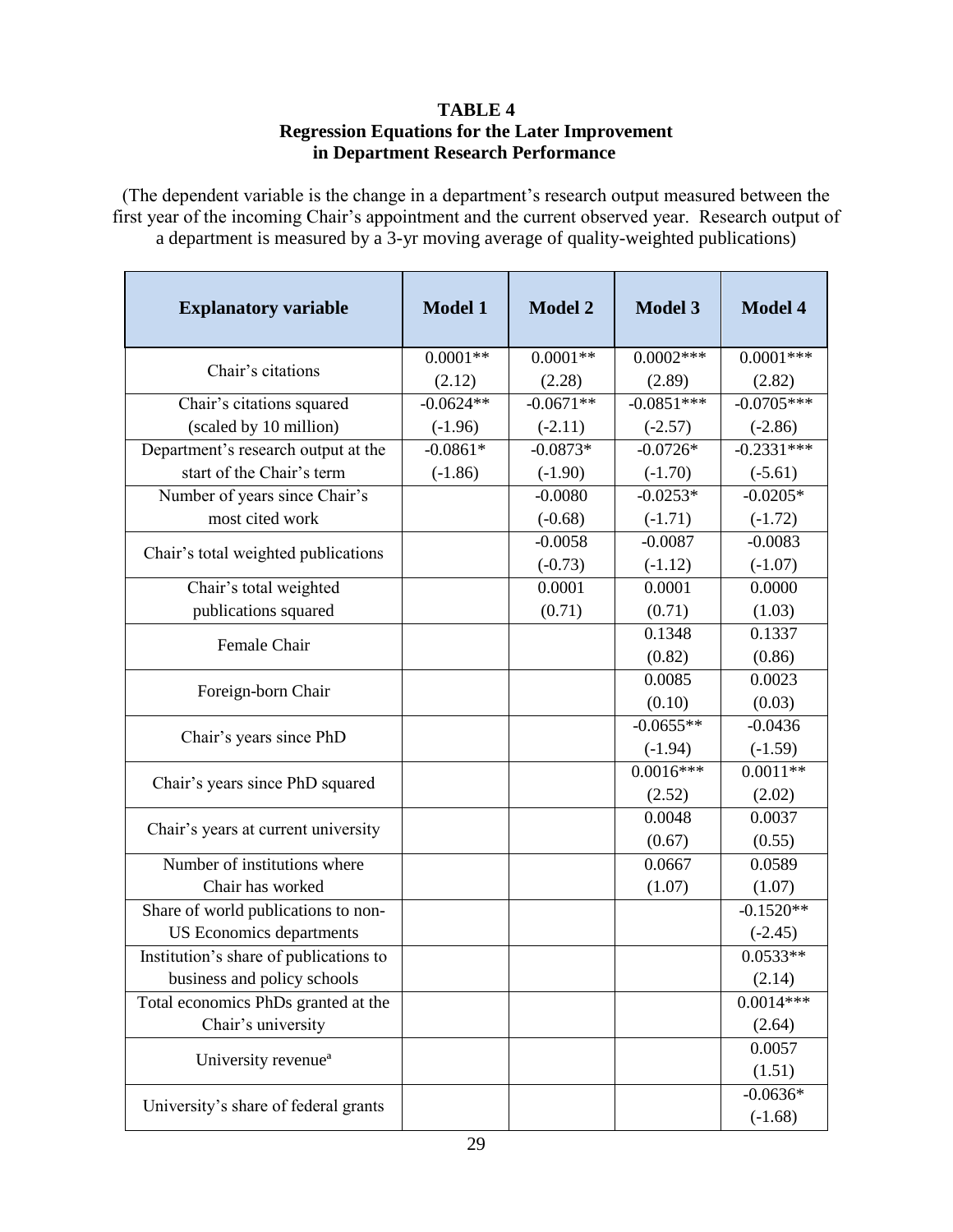**TABLE 4**
**Regression Equations for the Later Improvement in Department Research Performance**

(The dependent variable is the change in a department's research output measured between the first year of the incoming Chair's appointment and the current observed year. Research output of a department is measured by a 3-yr moving average of quality-weighted publications)

| Explanatory variable | Model 1 | Model 2 | Model 3 | Model 4 |
|---|---|---|---|---|
| Chair's citations | 0.0001** (2.12) | 0.0001** (2.28) | 0.0002*** (2.89) | 0.0001*** (2.82) |
| Chair's citations squared (scaled by 10 million) | -0.0624** (-1.96) | -0.0671** (-2.11) | -0.0851*** (-2.57) | -0.0705*** (-2.86) |
| Department's research output at the start of the Chair's term | -0.0861* (-1.86) | -0.0873* (-1.90) | -0.0726* (-1.70) | -0.2331*** (-5.61) |
| Number of years since Chair's most cited work | | -0.0080 (-0.68) | -0.0253* (-1.71) | -0.0205* (-1.72) |
| Chair's total weighted publications | | -0.0058 (-0.73) | -0.0087 (-1.12) | -0.0083 (-1.07) |
| Chair's total weighted publications squared | | 0.0001 (0.71) | 0.0001 (0.71) | 0.0000 (1.03) |
| Female Chair | | | 0.1348 (0.82) | 0.1337 (0.86) |
| Foreign-born Chair | | | 0.0085 (0.10) | 0.0023 (0.03) |
| Chair's years since PhD | | | -0.0655** (-1.94) | -0.0436 (-1.59) |
| Chair's years since PhD squared | | | 0.0016*** (2.52) | 0.0011** (2.02) |
| Chair's years at current university | | | 0.0048 (0.67) | 0.0037 (0.55) |
| Number of institutions where Chair has worked | | | 0.0667 (1.07) | 0.0589 (1.07) |
| Share of world publications to non-US Economics departments | | | | -0.1520** (-2.45) |
| Institution's share of publications to business and policy schools | | | | 0.0533** (2.14) |
| Total economics PhDs granted at the Chair's university | | | | 0.0014*** (2.64) |
| University revenue[a] | | | | 0.0057 (1.51) |
| University's share of federal grants | | | | -0.0636* (-1.68) |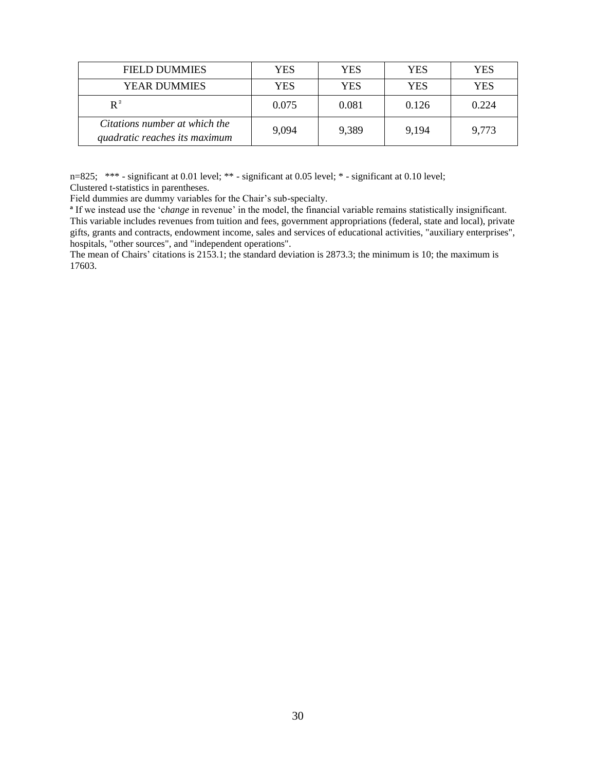| | | | | |
|---|---|---|---|---|
| FIELD DUMMIES | YES | YES | YES | YES |
| YEAR DUMMIES | YES | YES | YES | YES |
| $R^2$ | 0.075 | 0.081 | 0.126 | 0.224 |
| *Citations number at which the quadratic reaches its maximum* | 9,094 | 9,389 | 9,194 | 9,773 |

n=825; *** - significant at 0.01 level; ** - significant at 0.05 level; * - significant at 0.10 level;
Clustered t-statistics in parentheses.
Field dummies are dummy variables for the Chair's sub-specialty.
[a] If we instead use the 'c*hange* in revenue' in the model, the financial variable remains statistically insignificant. This variable includes revenues from tuition and fees, government appropriations (federal, state and local), private gifts, grants and contracts, endowment income, sales and services of educational activities, "auxiliary enterprises", hospitals, "other sources", and "independent operations".
The mean of Chairs' citations is 2153.1; the standard deviation is 2873.3; the minimum is 10; the maximum is 17603.